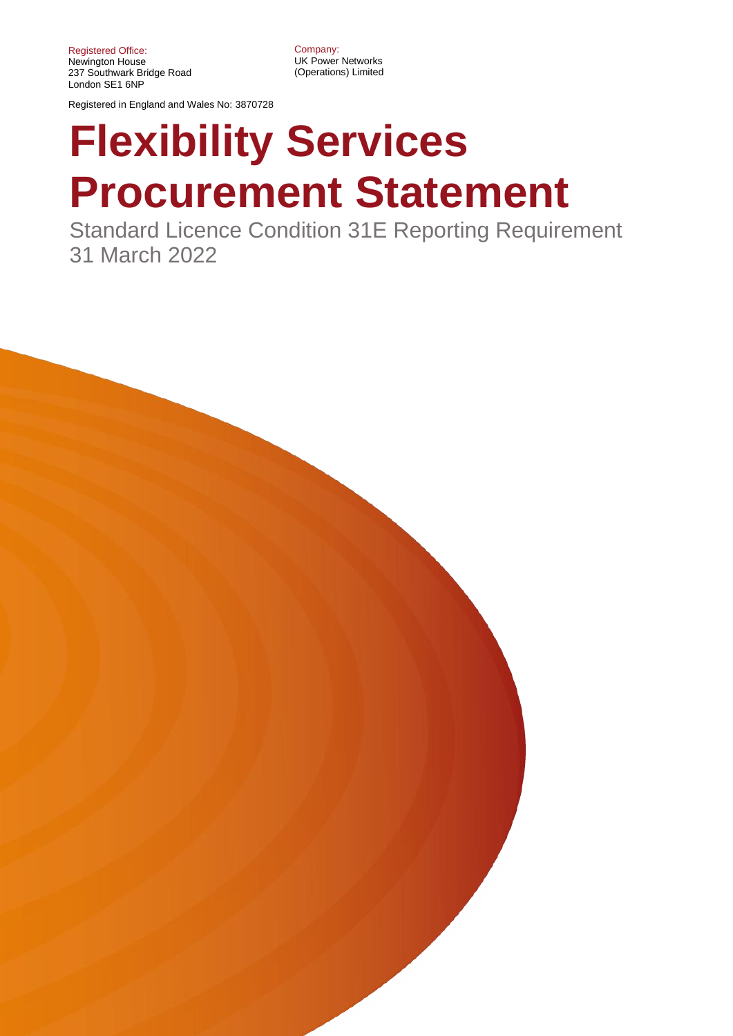Registered Office:
Newington House
237 Southwark Bridge Road
London SE1 6NP

Company:
UK Power Networks
(Operations) Limited

Registered in England and Wales No: 3870728

# Flexibility Services Procurement Statement

Standard Licence Condition 31E Reporting Requirement
31 March 2022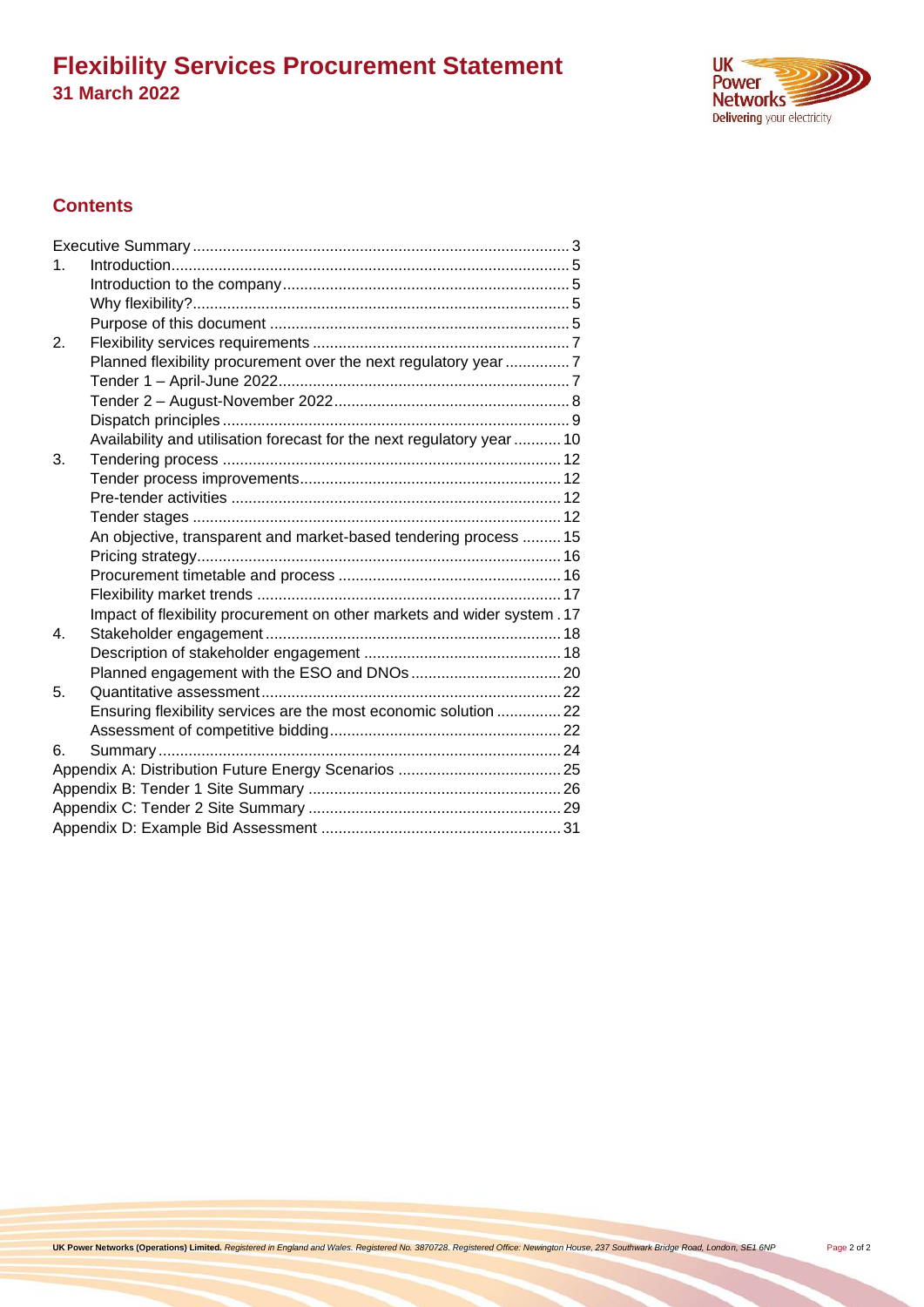## Contents

Executive Summary ..... 3
1. Introduction ..... 5
   - Introduction to the company ..... 5
   - Why flexibility? ..... 5
   - Purpose of this document ..... 5
2. Flexibility services requirements ..... 7
   - Planned flexibility procurement over the next regulatory year ..... 7
   - Tender 1 – April-June 2022 ..... 7
   - Tender 2 – August-November 2022 ..... 8
   - Dispatch principles ..... 9
   - Availability and utilisation forecast for the next regulatory year ..... 10
3. Tendering process ..... 12
   - Tender process improvements ..... 12
   - Pre-tender activities ..... 12
   - Tender stages ..... 12
   - An objective, transparent and market-based tendering process ..... 15
   - Pricing strategy ..... 16
   - Procurement timetable and process ..... 16
   - Flexibility market trends ..... 17
   - Impact of flexibility procurement on other markets and wider system ..... 17
4. Stakeholder engagement ..... 18
   - Description of stakeholder engagement ..... 18
   - Planned engagement with the ESO and DNOs ..... 20
5. Quantitative assessment ..... 22
   - Ensuring flexibility services are the most economic solution ..... 22
   - Assessment of competitive bidding ..... 22
6. Summary ..... 24

Appendix A: Distribution Future Energy Scenarios ..... 25
Appendix B: Tender 1 Site Summary ..... 26
Appendix C: Tender 2 Site Summary ..... 29
Appendix D: Example Bid Assessment ..... 31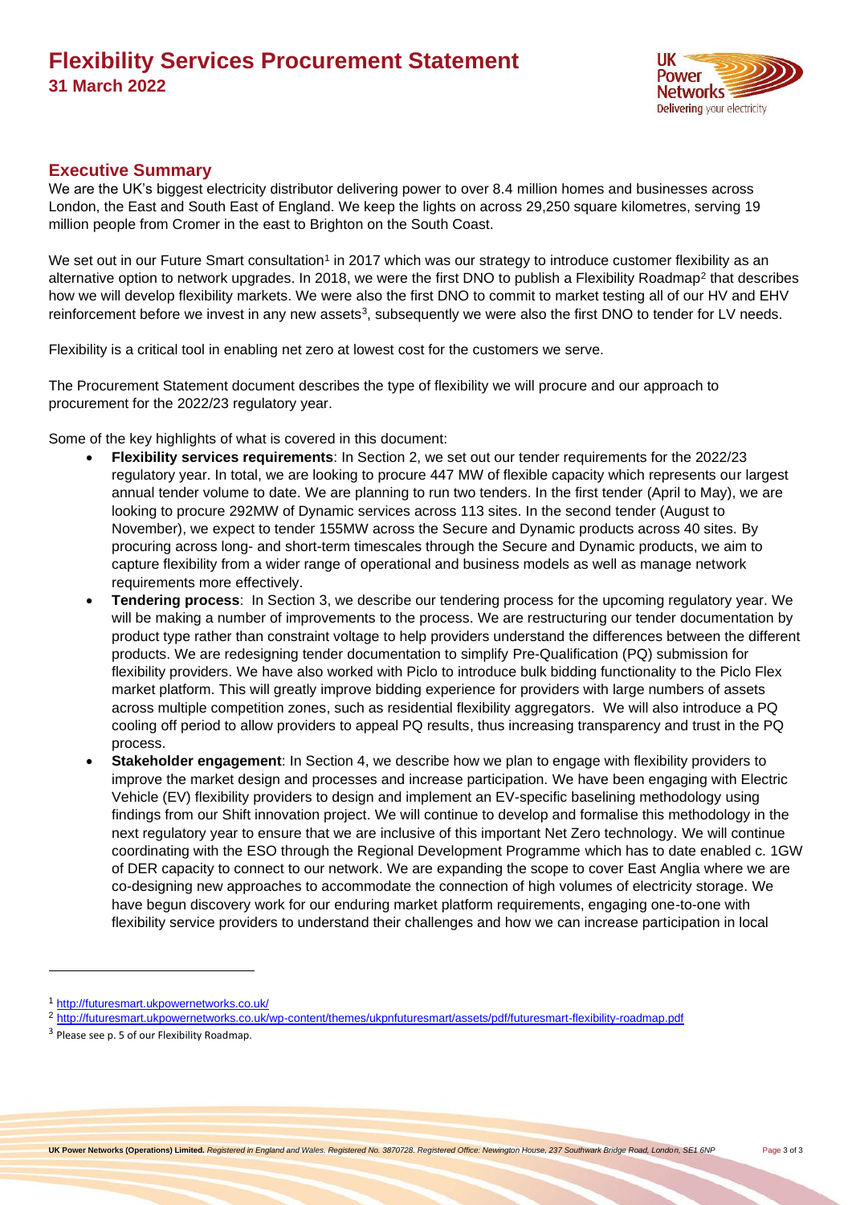# Flexibility Services Procurement Statement

**31 March 2022**

## Executive Summary

We are the UK's biggest electricity distributor delivering power to over 8.4 million homes and businesses across London, the East and South East of England. We keep the lights on across 29,250 square kilometres, serving 19 million people from Cromer in the east to Brighton on the South Coast.

We set out in our Future Smart consultation[1] in 2017 which was our strategy to introduce customer flexibility as an alternative option to network upgrades. In 2018, we were the first DNO to publish a Flexibility Roadmap[2] that describes how we will develop flexibility markets. We were also the first DNO to commit to market testing all of our HV and EHV reinforcement before we invest in any new assets[3], subsequently we were also the first DNO to tender for LV needs.

Flexibility is a critical tool in enabling net zero at lowest cost for the customers we serve.

The Procurement Statement document describes the type of flexibility we will procure and our approach to procurement for the 2022/23 regulatory year.

Some of the key highlights of what is covered in this document:

- **Flexibility services requirements**: In Section 2, we set out our tender requirements for the 2022/23 regulatory year. In total, we are looking to procure 447 MW of flexible capacity which represents our largest annual tender volume to date. We are planning to run two tenders. In the first tender (April to May), we are looking to procure 292MW of Dynamic services across 113 sites. In the second tender (August to November), we expect to tender 155MW across the Secure and Dynamic products across 40 sites. By procuring across long- and short-term timescales through the Secure and Dynamic products, we aim to capture flexibility from a wider range of operational and business models as well as manage network requirements more effectively.
- **Tendering process**: In Section 3, we describe our tendering process for the upcoming regulatory year. We will be making a number of improvements to the process. We are restructuring our tender documentation by product type rather than constraint voltage to help providers understand the differences between the different products. We are redesigning tender documentation to simplify Pre-Qualification (PQ) submission for flexibility providers. We have also worked with Piclo to introduce bulk bidding functionality to the Piclo Flex market platform. This will greatly improve bidding experience for providers with large numbers of assets across multiple competition zones, such as residential flexibility aggregators. We will also introduce a PQ cooling off period to allow providers to appeal PQ results, thus increasing transparency and trust in the PQ process.
- **Stakeholder engagement**: In Section 4, we describe how we plan to engage with flexibility providers to improve the market design and processes and increase participation. We have been engaging with Electric Vehicle (EV) flexibility providers to design and implement an EV-specific baselining methodology using findings from our Shift innovation project. We will continue to develop and formalise this methodology in the next regulatory year to ensure that we are inclusive of this important Net Zero technology. We will continue coordinating with the ESO through the Regional Development Programme which has to date enabled c. 1GW of DER capacity to connect to our network. We are expanding the scope to cover East Anglia where we are co-designing new approaches to accommodate the connection of high volumes of electricity storage. We have begun discovery work for our enduring market platform requirements, engaging one-to-one with flexibility service providers to understand their challenges and how we can increase participation in local

---

[1] http://futuresmart.ukpowernetworks.co.uk/

[2] http://futuresmart.ukpowernetworks.co.uk/wp-content/themes/ukpnfuturesmart/assets/pdf/futuresmart-flexibility-roadmap.pdf

[3] Please see p. 5 of our Flexibility Roadmap.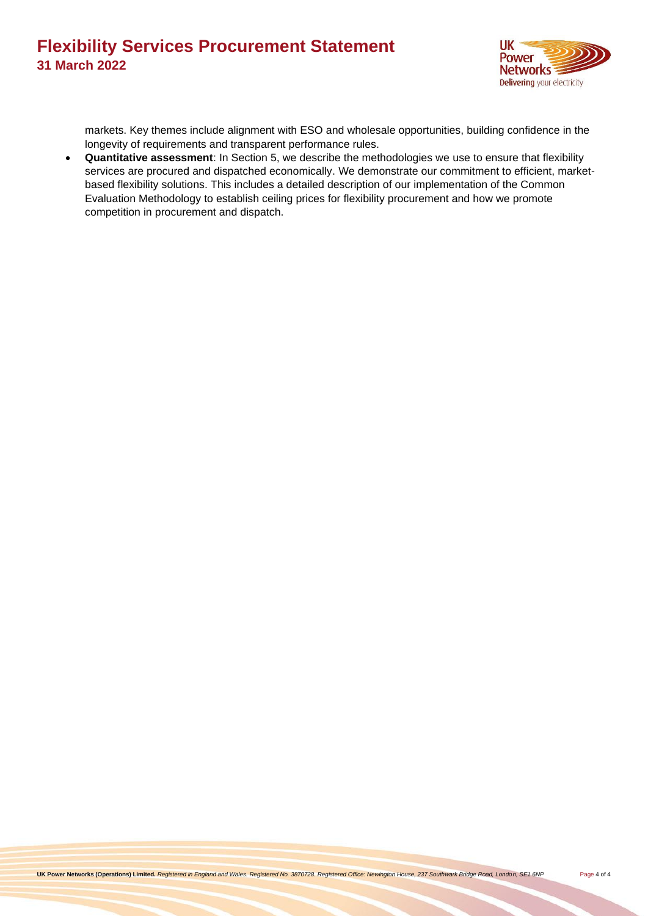markets. Key themes include alignment with ESO and wholesale opportunities, building confidence in the longevity of requirements and transparent performance rules.

- **Quantitative assessment**: In Section 5, we describe the methodologies we use to ensure that flexibility services are procured and dispatched economically. We demonstrate our commitment to efficient, market-based flexibility solutions. This includes a detailed description of our implementation of the Common Evaluation Methodology to establish ceiling prices for flexibility procurement and how we promote competition in procurement and dispatch.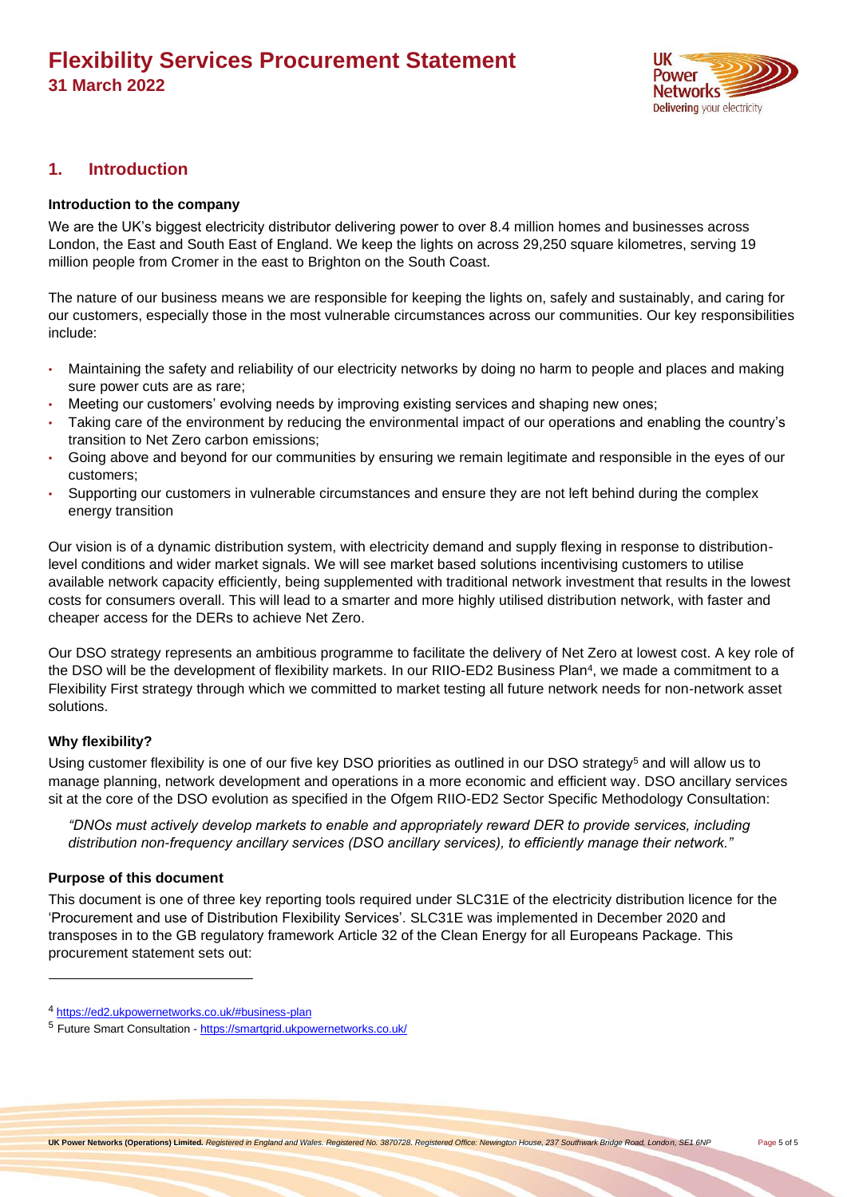## 1. Introduction

### Introduction to the company

We are the UK's biggest electricity distributor delivering power to over 8.4 million homes and businesses across London, the East and South East of England. We keep the lights on across 29,250 square kilometres, serving 19 million people from Cromer in the east to Brighton on the South Coast.

The nature of our business means we are responsible for keeping the lights on, safely and sustainably, and caring for our customers, especially those in the most vulnerable circumstances across our communities. Our key responsibilities include:

- Maintaining the safety and reliability of our electricity networks by doing no harm to people and places and making sure power cuts are as rare;
- Meeting our customers' evolving needs by improving existing services and shaping new ones;
- Taking care of the environment by reducing the environmental impact of our operations and enabling the country's transition to Net Zero carbon emissions;
- Going above and beyond for our communities by ensuring we remain legitimate and responsible in the eyes of our customers;
- Supporting our customers in vulnerable circumstances and ensure they are not left behind during the complex energy transition

Our vision is of a dynamic distribution system, with electricity demand and supply flexing in response to distribution-level conditions and wider market signals. We will see market based solutions incentivising customers to utilise available network capacity efficiently, being supplemented with traditional network investment that results in the lowest costs for consumers overall. This will lead to a smarter and more highly utilised distribution network, with faster and cheaper access for the DERs to achieve Net Zero.

Our DSO strategy represents an ambitious programme to facilitate the delivery of Net Zero at lowest cost. A key role of the DSO will be the development of flexibility markets. In our RIIO-ED2 Business Plan[4], we made a commitment to a Flexibility First strategy through which we committed to market testing all future network needs for non-network asset solutions.

### Why flexibility?

Using customer flexibility is one of our five key DSO priorities as outlined in our DSO strategy[5] and will allow us to manage planning, network development and operations in a more economic and efficient way. DSO ancillary services sit at the core of the DSO evolution as specified in the Ofgem RIIO-ED2 Sector Specific Methodology Consultation:

> *"DNOs must actively develop markets to enable and appropriately reward DER to provide services, including distribution non-frequency ancillary services (DSO ancillary services), to efficiently manage their network."*

### Purpose of this document

This document is one of three key reporting tools required under SLC31E of the electricity distribution licence for the 'Procurement and use of Distribution Flexibility Services'. SLC31E was implemented in December 2020 and transposes in to the GB regulatory framework Article 32 of the Clean Energy for all Europeans Package. This procurement statement sets out:

---

[4] https://ed2.ukpowernetworks.co.uk/#business-plan

[5] Future Smart Consultation - https://smartgrid.ukpowernetworks.co.uk/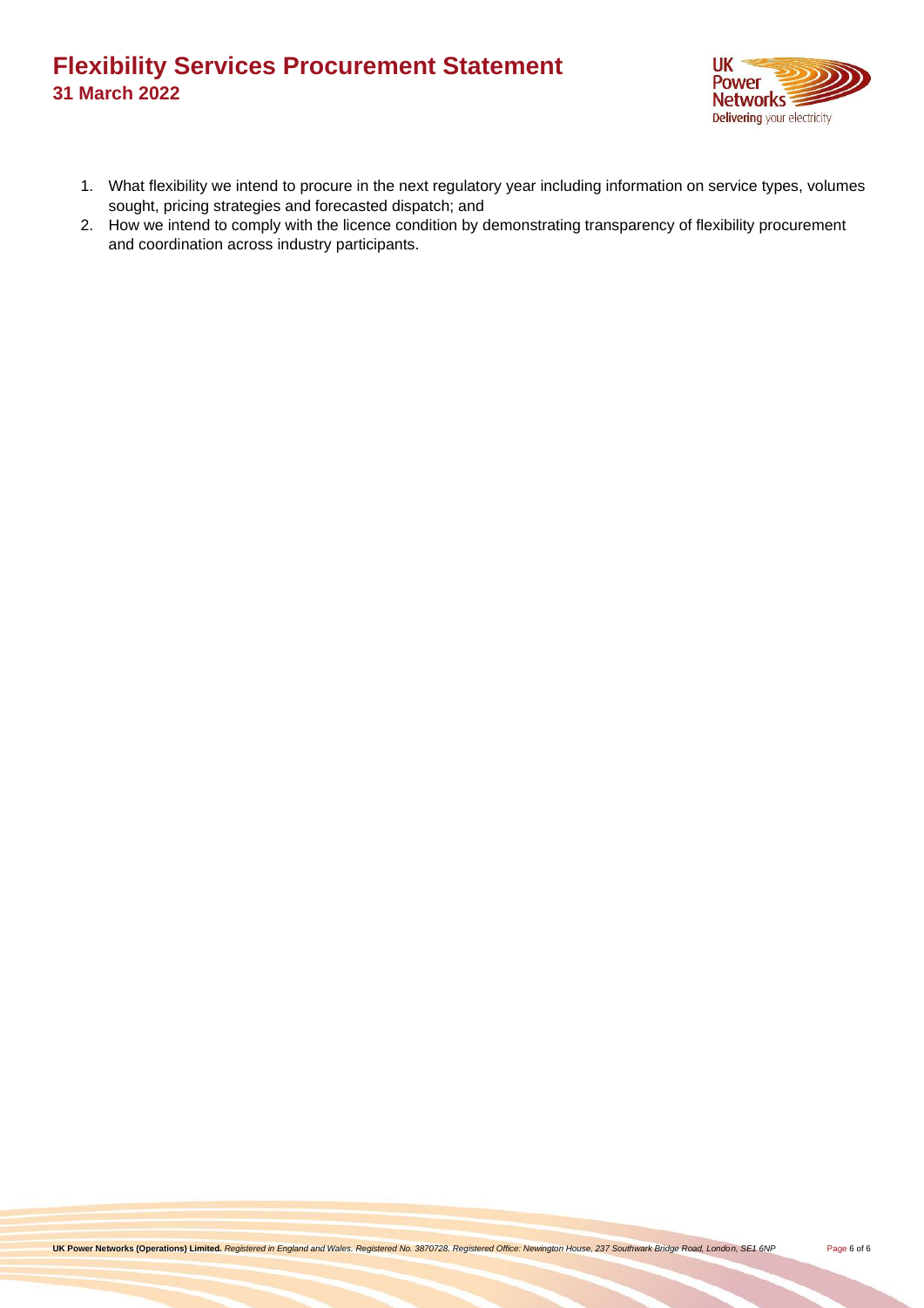1. What flexibility we intend to procure in the next regulatory year including information on service types, volumes sought, pricing strategies and forecasted dispatch; and
2. How we intend to comply with the licence condition by demonstrating transparency of flexibility procurement and coordination across industry participants.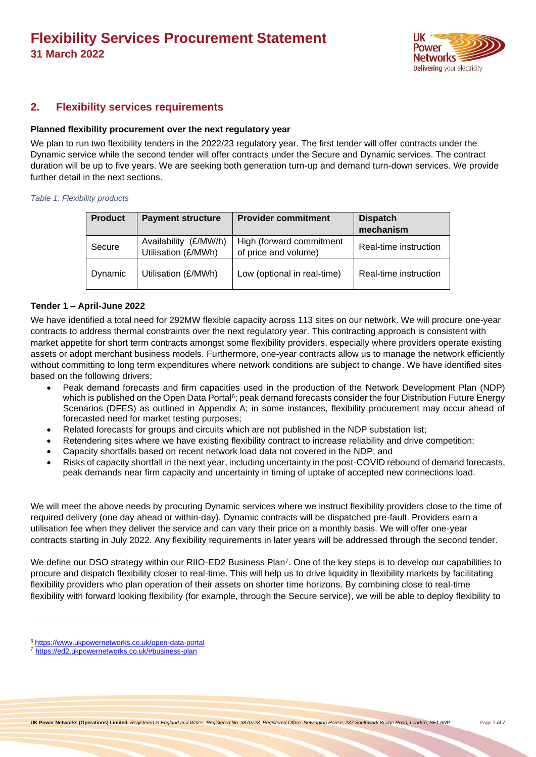## 2. Flexibility services requirements

### Planned flexibility procurement over the next regulatory year

We plan to run two flexibility tenders in the 2022/23 regulatory year. The first tender will offer contracts under the Dynamic service while the second tender will offer contracts under the Secure and Dynamic services. The contract duration will be up to five years. We are seeking both generation turn-up and demand turn-down services. We provide further detail in the next sections.

*Table 1: Flexibility products*

| Product | Payment structure | Provider commitment | Dispatch mechanism |
|---|---|---|---|
| Secure | Availability (£/MW/h) Utilisation (£/MWh) | High (forward commitment of price and volume) | Real-time instruction |
| Dynamic | Utilisation (£/MWh) | Low (optional in real-time) | Real-time instruction |

### Tender 1 – April-June 2022

We have identified a total need for 292MW flexible capacity across 113 sites on our network. We will procure one-year contracts to address thermal constraints over the next regulatory year. This contracting approach is consistent with market appetite for short term contracts amongst some flexibility providers, especially where providers operate existing assets or adopt merchant business models. Furthermore, one-year contracts allow us to manage the network efficiently without committing to long term expenditures where network conditions are subject to change. We have identified sites based on the following drivers:

- Peak demand forecasts and firm capacities used in the production of the Network Development Plan (NDP) which is published on the Open Data Portal[6]; peak demand forecasts consider the four Distribution Future Energy Scenarios (DFES) as outlined in Appendix A; in some instances, flexibility procurement may occur ahead of forecasted need for market testing purposes;
- Related forecasts for groups and circuits which are not published in the NDP substation list;
- Retendering sites where we have existing flexibility contract to increase reliability and drive competition;
- Capacity shortfalls based on recent network load data not covered in the NDP; and
- Risks of capacity shortfall in the next year, including uncertainty in the post-COVID rebound of demand forecasts, peak demands near firm capacity and uncertainty in timing of uptake of accepted new connections load.

We will meet the above needs by procuring Dynamic services where we instruct flexibility providers close to the time of required delivery (one day ahead or within-day). Dynamic contracts will be dispatched pre-fault. Providers earn a utilisation fee when they deliver the service and can vary their price on a monthly basis. We will offer one-year contracts starting in July 2022. Any flexibility requirements in later years will be addressed through the second tender.

We define our DSO strategy within our RIIO-ED2 Business Plan[7]. One of the key steps is to develop our capabilities to procure and dispatch flexibility closer to real-time. This will help us to drive liquidity in flexibility markets by facilitating flexibility providers who plan operation of their assets on shorter time horizons. By combining close to real-time flexibility with forward looking flexibility (for example, through the Secure service), we will be able to deploy flexibility to

---

[6] https://www.ukpowernetworks.co.uk/open-data-portal

[7] https://ed2.ukpowernetworks.co.uk/#business-plan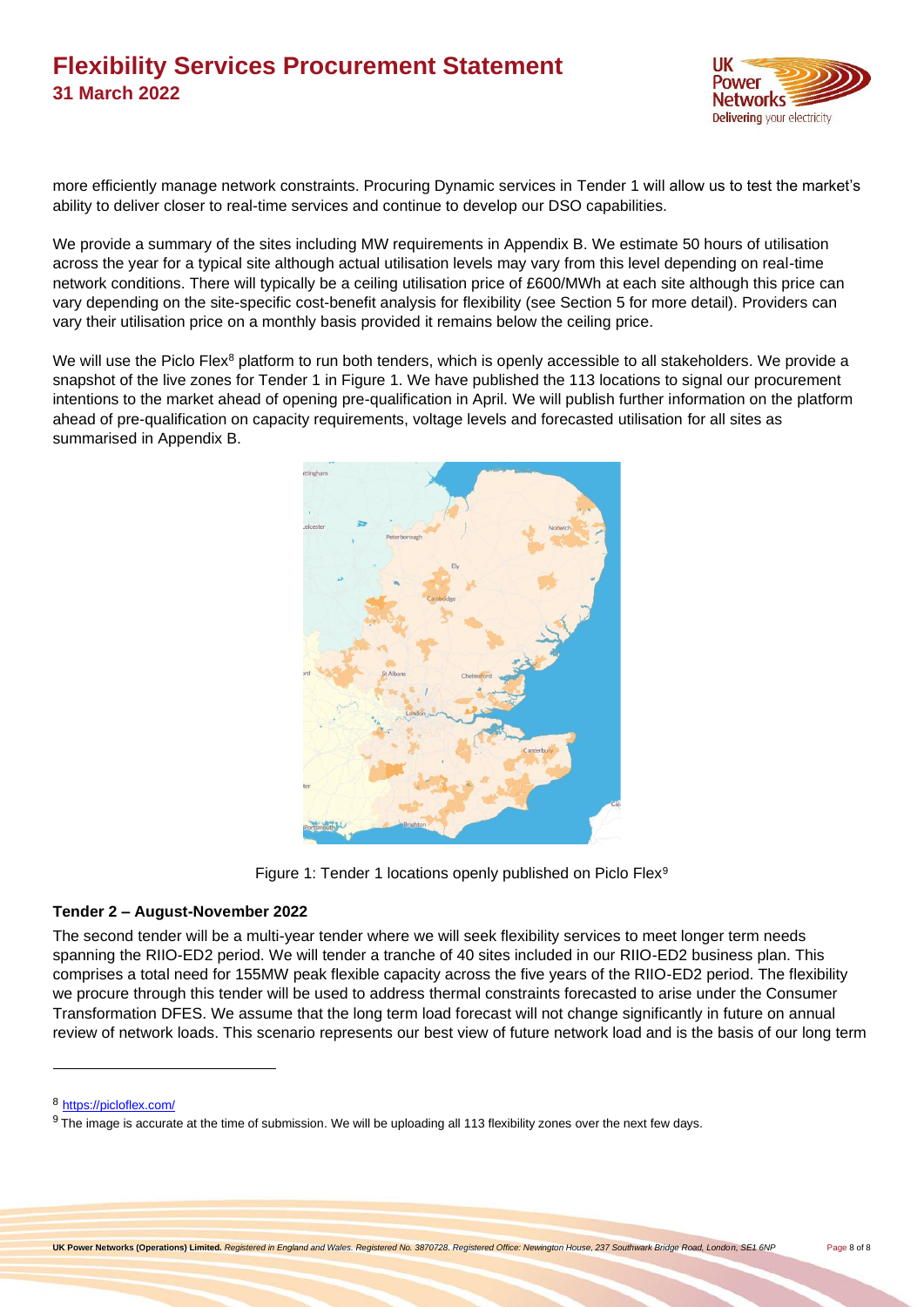more efficiently manage network constraints. Procuring Dynamic services in Tender 1 will allow us to test the market's ability to deliver closer to real-time services and continue to develop our DSO capabilities.

We provide a summary of the sites including MW requirements in Appendix B. We estimate 50 hours of utilisation across the year for a typical site although actual utilisation levels may vary from this level depending on real-time network conditions. There will typically be a ceiling utilisation price of £600/MWh at each site although this price can vary depending on the site-specific cost-benefit analysis for flexibility (see Section 5 for more detail). Providers can vary their utilisation price on a monthly basis provided it remains below the ceiling price.

We will use the Piclo Flex[8] platform to run both tenders, which is openly accessible to all stakeholders. We provide a snapshot of the live zones for Tender 1 in Figure 1. We have published the 113 locations to signal our procurement intentions to the market ahead of opening pre-qualification in April. We will publish further information on the platform ahead of pre-qualification on capacity requirements, voltage levels and forecasted utilisation for all sites as summarised in Appendix B.

Figure 1: Tender 1 locations openly published on Piclo Flex[9]

**Tender 2 – August-November 2022**

The second tender will be a multi-year tender where we will seek flexibility services to meet longer term needs spanning the RIIO-ED2 period. We will tender a tranche of 40 sites included in our RIIO-ED2 business plan. This comprises a total need for 155MW peak flexible capacity across the five years of the RIIO-ED2 period. The flexibility we procure through this tender will be used to address thermal constraints forecasted to arise under the Consumer Transformation DFES. We assume that the long term load forecast will not change significantly in future on annual review of network loads. This scenario represents our best view of future network load and is the basis of our long term

[8] https://picloflex.com/

[9] The image is accurate at the time of submission. We will be uploading all 113 flexibility zones over the next few days.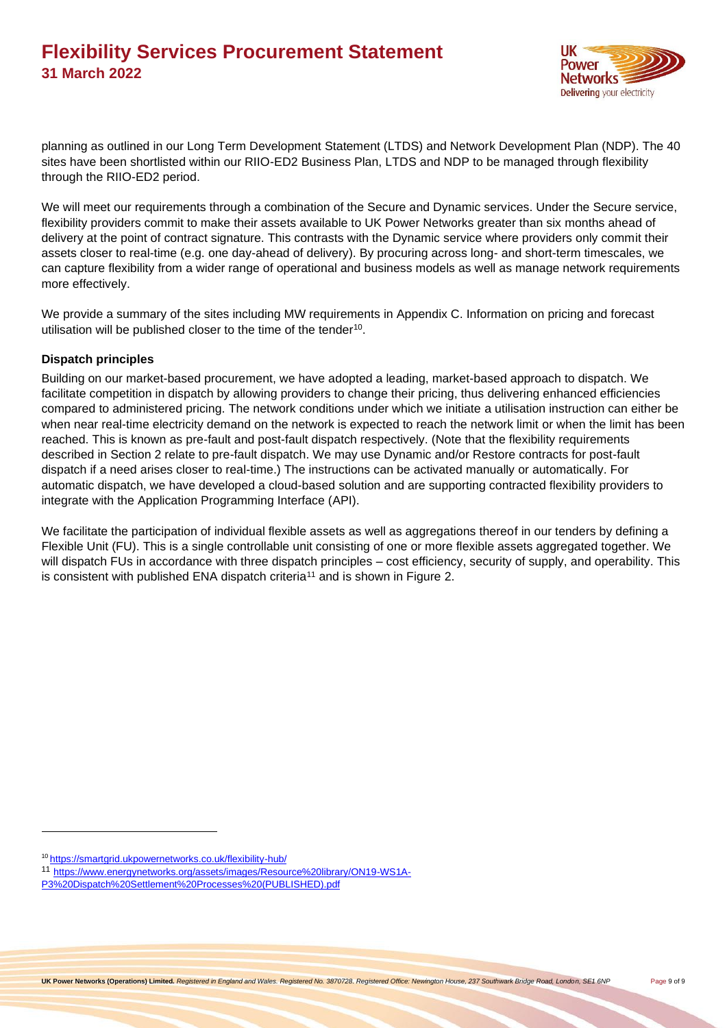planning as outlined in our Long Term Development Statement (LTDS) and Network Development Plan (NDP). The 40 sites have been shortlisted within our RIIO-ED2 Business Plan, LTDS and NDP to be managed through flexibility through the RIIO-ED2 period.

We will meet our requirements through a combination of the Secure and Dynamic services. Under the Secure service, flexibility providers commit to make their assets available to UK Power Networks greater than six months ahead of delivery at the point of contract signature. This contrasts with the Dynamic service where providers only commit their assets closer to real-time (e.g. one day-ahead of delivery). By procuring across long- and short-term timescales, we can capture flexibility from a wider range of operational and business models as well as manage network requirements more effectively.

We provide a summary of the sites including MW requirements in Appendix C. Information on pricing and forecast utilisation will be published closer to the time of the tender[10].

**Dispatch principles**

Building on our market-based procurement, we have adopted a leading, market-based approach to dispatch. We facilitate competition in dispatch by allowing providers to change their pricing, thus delivering enhanced efficiencies compared to administered pricing. The network conditions under which we initiate a utilisation instruction can either be when near real-time electricity demand on the network is expected to reach the network limit or when the limit has been reached. This is known as pre-fault and post-fault dispatch respectively. (Note that the flexibility requirements described in Section 2 relate to pre-fault dispatch. We may use Dynamic and/or Restore contracts for post-fault dispatch if a need arises closer to real-time.) The instructions can be activated manually or automatically. For automatic dispatch, we have developed a cloud-based solution and are supporting contracted flexibility providers to integrate with the Application Programming Interface (API).

We facilitate the participation of individual flexible assets as well as aggregations thereof in our tenders by defining a Flexible Unit (FU). This is a single controllable unit consisting of one or more flexible assets aggregated together. We will dispatch FUs in accordance with three dispatch principles – cost efficiency, security of supply, and operability. This is consistent with published ENA dispatch criteria[11] and is shown in Figure 2.

---

[10] https://smartgrid.ukpowernetworks.co.uk/flexibility-hub/

[11] https://www.energynetworks.org/assets/images/Resource%20library/ON19-WS1A-P3%20Dispatch%20Settlement%20Processes%20(PUBLISHED).pdf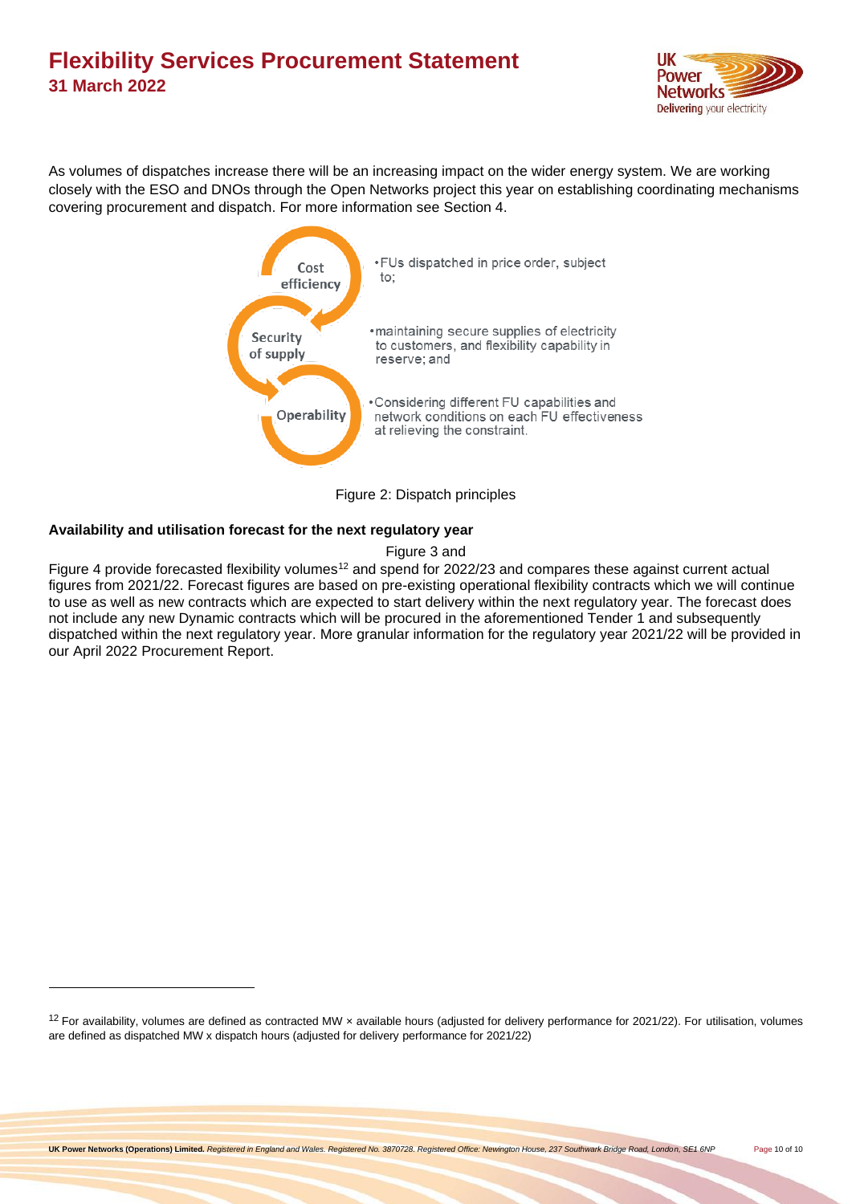As volumes of dispatches increase there will be an increasing impact on the wider energy system. We are working closely with the ESO and DNOs through the Open Networks project this year on establishing coordinating mechanisms covering procurement and dispatch. For more information see Section 4.

- **Cost efficiency** — FUs dispatched in price order, subject to;
- **Security of supply** — maintaining secure supplies of electricity to customers, and flexibility capability in reserve; and
- **Operability** — Considering different FU capabilities and network conditions on each FU effectiveness at relieving the constraint.

Figure 2: Dispatch principles

**Availability and utilisation forecast for the next regulatory year**

Figure 3 and Figure 4 provide forecasted flexibility volumes[12] and spend for 2022/23 and compares these against current actual figures from 2021/22. Forecast figures are based on pre-existing operational flexibility contracts which we will continue to use as well as new contracts which are expected to start delivery within the next regulatory year. The forecast does not include any new Dynamic contracts which will be procured in the aforementioned Tender 1 and subsequently dispatched within the next regulatory year. More granular information for the regulatory year 2021/22 will be provided in our April 2022 Procurement Report.

[12] For availability, volumes are defined as contracted MW × available hours (adjusted for delivery performance for 2021/22). For utilisation, volumes are defined as dispatched MW x dispatch hours (adjusted for delivery performance for 2021/22)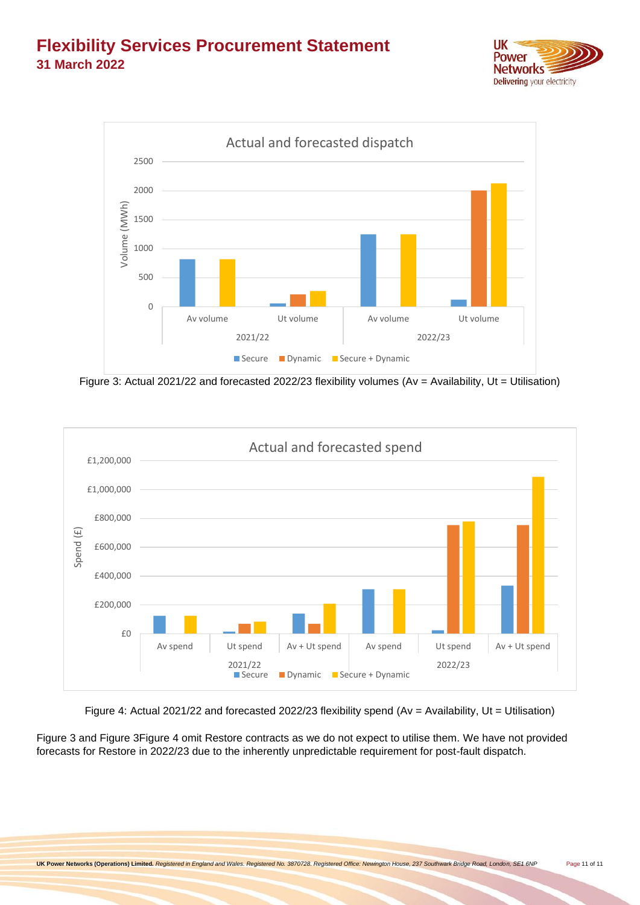Figure 3: Actual 2021/22 and forecasted 2022/23 flexibility volumes (Av = Availability, Ut = Utilisation)

Figure 4: Actual 2021/22 and forecasted 2022/23 flexibility spend (Av = Availability, Ut = Utilisation)

Figure 3 and Figure 3Figure 4 omit Restore contracts as we do not expect to utilise them. We have not provided forecasts for Restore in 2022/23 due to the inherently unpredictable requirement for post-fault dispatch.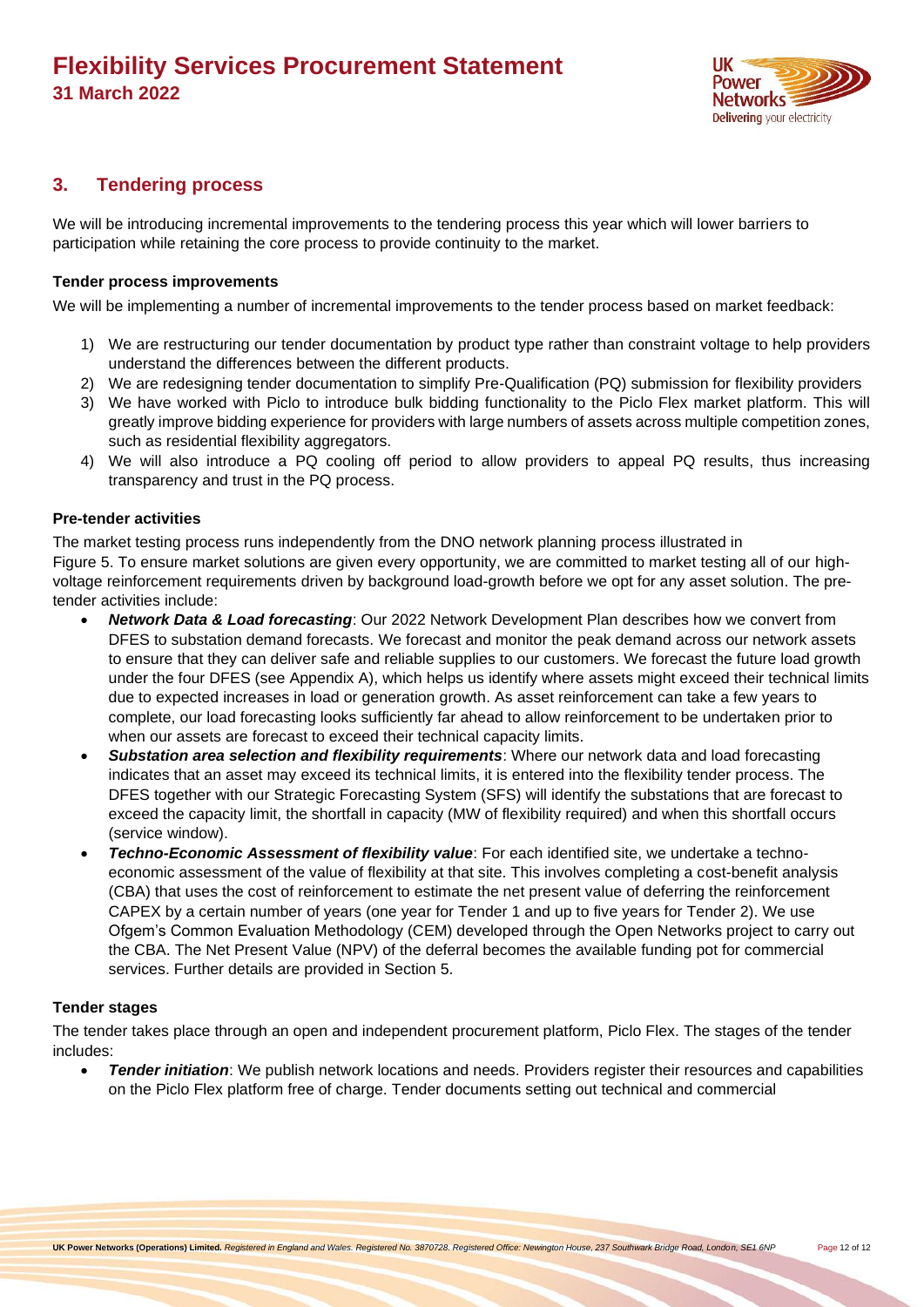## 3. Tendering process

We will be introducing incremental improvements to the tendering process this year which will lower barriers to participation while retaining the core process to provide continuity to the market.

**Tender process improvements**

We will be implementing a number of incremental improvements to the tender process based on market feedback:

1) We are restructuring our tender documentation by product type rather than constraint voltage to help providers understand the differences between the different products.
2) We are redesigning tender documentation to simplify Pre-Qualification (PQ) submission for flexibility providers
3) We have worked with Piclo to introduce bulk bidding functionality to the Piclo Flex market platform. This will greatly improve bidding experience for providers with large numbers of assets across multiple competition zones, such as residential flexibility aggregators.
4) We will also introduce a PQ cooling off period to allow providers to appeal PQ results, thus increasing transparency and trust in the PQ process.

**Pre-tender activities**

The market testing process runs independently from the DNO network planning process illustrated in Figure 5. To ensure market solutions are given every opportunity, we are committed to market testing all of our high-voltage reinforcement requirements driven by background load-growth before we opt for any asset solution. The pre-tender activities include:

- ***Network Data & Load forecasting***: Our 2022 Network Development Plan describes how we convert from DFES to substation demand forecasts. We forecast and monitor the peak demand across our network assets to ensure that they can deliver safe and reliable supplies to our customers. We forecast the future load growth under the four DFES (see Appendix A), which helps us identify where assets might exceed their technical limits due to expected increases in load or generation growth. As asset reinforcement can take a few years to complete, our load forecasting looks sufficiently far ahead to allow reinforcement to be undertaken prior to when our assets are forecast to exceed their technical capacity limits.
- ***Substation area selection and flexibility requirements***: Where our network data and load forecasting indicates that an asset may exceed its technical limits, it is entered into the flexibility tender process. The DFES together with our Strategic Forecasting System (SFS) will identify the substations that are forecast to exceed the capacity limit, the shortfall in capacity (MW of flexibility required) and when this shortfall occurs (service window).
- ***Techno-Economic Assessment of flexibility value***: For each identified site, we undertake a techno-economic assessment of the value of flexibility at that site. This involves completing a cost-benefit analysis (CBA) that uses the cost of reinforcement to estimate the net present value of deferring the reinforcement CAPEX by a certain number of years (one year for Tender 1 and up to five years for Tender 2). We use Ofgem's Common Evaluation Methodology (CEM) developed through the Open Networks project to carry out the CBA. The Net Present Value (NPV) of the deferral becomes the available funding pot for commercial services. Further details are provided in Section 5.

**Tender stages**

The tender takes place through an open and independent procurement platform, Piclo Flex. The stages of the tender includes:

- ***Tender initiation***: We publish network locations and needs. Providers register their resources and capabilities on the Piclo Flex platform free of charge. Tender documents setting out technical and commercial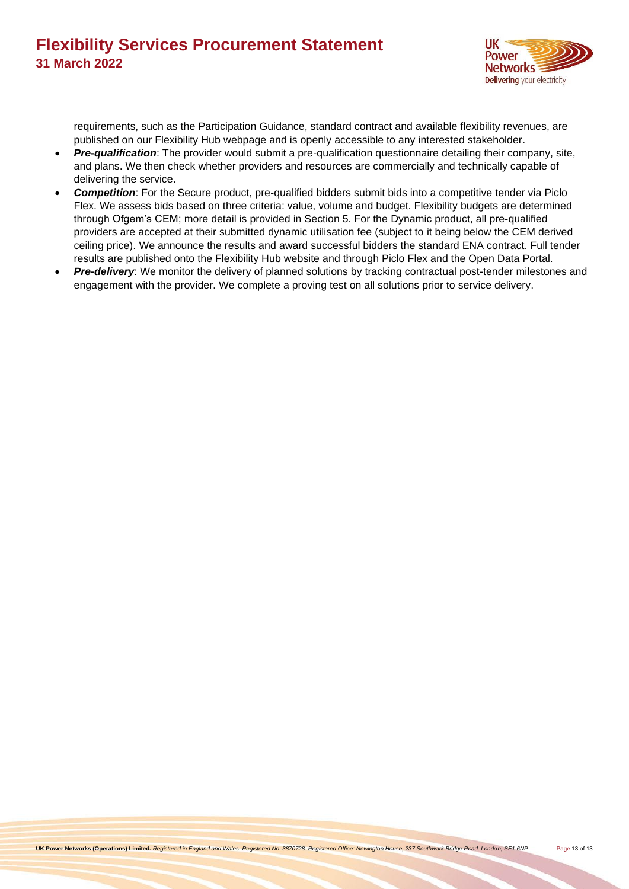requirements, such as the Participation Guidance, standard contract and available flexibility revenues, are published on our Flexibility Hub webpage and is openly accessible to any interested stakeholder.

- ***Pre-qualification***: The provider would submit a pre-qualification questionnaire detailing their company, site, and plans. We then check whether providers and resources are commercially and technically capable of delivering the service.
- ***Competition***: For the Secure product, pre-qualified bidders submit bids into a competitive tender via Piclo Flex. We assess bids based on three criteria: value, volume and budget. Flexibility budgets are determined through Ofgem's CEM; more detail is provided in Section 5. For the Dynamic product, all pre-qualified providers are accepted at their submitted dynamic utilisation fee (subject to it being below the CEM derived ceiling price). We announce the results and award successful bidders the standard ENA contract. Full tender results are published onto the Flexibility Hub website and through Piclo Flex and the Open Data Portal.
- ***Pre-delivery***: We monitor the delivery of planned solutions by tracking contractual post-tender milestones and engagement with the provider. We complete a proving test on all solutions prior to service delivery.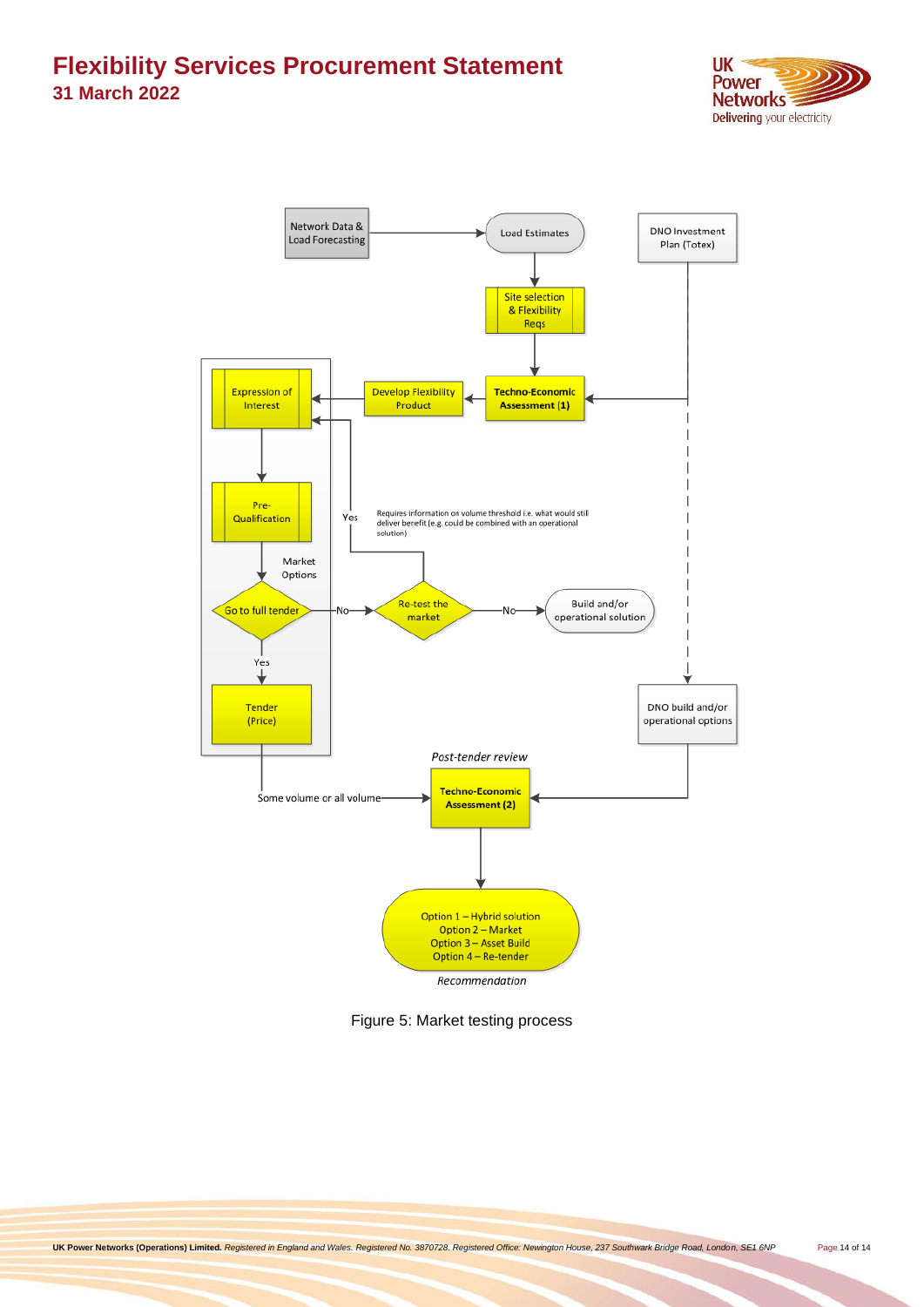Network Data & Load Forecasting

Load Estimates

DNO Investment Plan (Totex)

Site selection & Flexibility Reqs

Techno-Economic Assessment (1)

Develop Flexibility Product

Expression of Interest

Pre-Qualification

Market Options

Go to full tender

Yes

No

Re-test the market

Yes

Requires information on volume threshold i.e. what would still deliver benefit (e.g. could be combined with an operational solution)

No

Build and/or operational solution

Tender (Price)

DNO build and/or operational options

*Post-tender review*

Some volume or all volume

Techno-Economic Assessment (2)

Option 1 – Hybrid solution
Option 2 – Market
Option 3 – Asset Build
Option 4 – Re-tender

*Recommendation*

Figure 5: Market testing process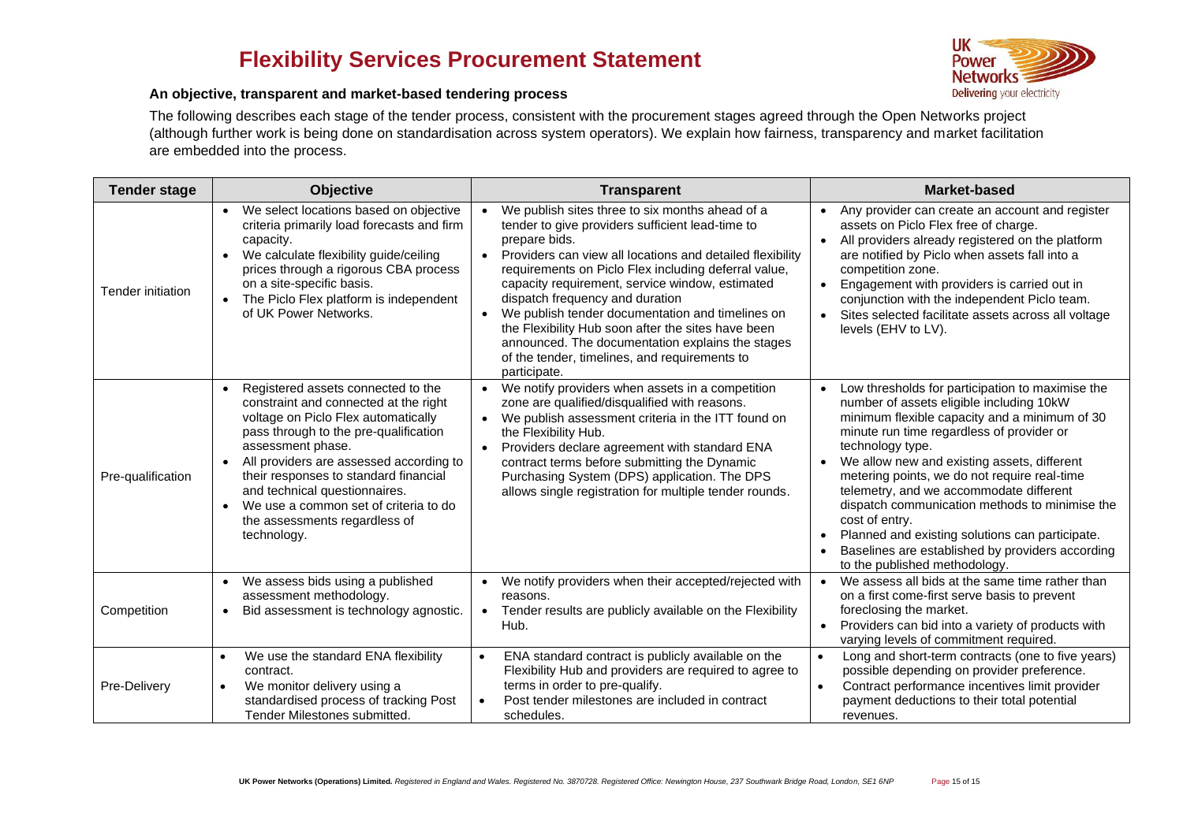# Flexibility Services Procurement Statement

### An objective, transparent and market-based tendering process

The following describes each stage of the tender process, consistent with the procurement stages agreed through the Open Networks project (although further work is being done on standardisation across system operators). We explain how fairness, transparency and market facilitation are embedded into the process.

| Tender stage | Objective | Transparent | Market-based |
|---|---|---|---|
| Tender initiation | • We select locations based on objective criteria primarily load forecasts and firm capacity.<br>• We calculate flexibility guide/ceiling prices through a rigorous CBA process on a site-specific basis.<br>• The Piclo Flex platform is independent of UK Power Networks. | • We publish sites three to six months ahead of a tender to give providers sufficient lead-time to prepare bids.<br>• Providers can view all locations and detailed flexibility requirements on Piclo Flex including deferral value, capacity requirement, service window, estimated dispatch frequency and duration<br>• We publish tender documentation and timelines on the Flexibility Hub soon after the sites have been announced. The documentation explains the stages of the tender, timelines, and requirements to participate. | • Any provider can create an account and register assets on Piclo Flex free of charge.<br>• All providers already registered on the platform are notified by Piclo when assets fall into a competition zone.<br>• Engagement with providers is carried out in conjunction with the independent Piclo team.<br>• Sites selected facilitate assets across all voltage levels (EHV to LV). |
| Pre-qualification | • Registered assets connected to the constraint and connected at the right voltage on Piclo Flex automatically pass through to the pre-qualification assessment phase.<br>• All providers are assessed according to their responses to standard financial and technical questionnaires.<br>• We use a common set of criteria to do the assessments regardless of technology. | • We notify providers when assets in a competition zone are qualified/disqualified with reasons.<br>• We publish assessment criteria in the ITT found on the Flexibility Hub.<br>• Providers declare agreement with standard ENA contract terms before submitting the Dynamic Purchasing System (DPS) application. The DPS allows single registration for multiple tender rounds. | • Low thresholds for participation to maximise the number of assets eligible including 10kW minimum flexible capacity and a minimum of 30 minute run time regardless of provider or technology type.<br>• We allow new and existing assets, different metering points, we do not require real-time telemetry, and we accommodate different dispatch communication methods to minimise the cost of entry.<br>• Planned and existing solutions can participate.<br>• Baselines are established by providers according to the published methodology. |
| Competition | • We assess bids using a published assessment methodology.<br>• Bid assessment is technology agnostic. | • We notify providers when their accepted/rejected with reasons.<br>• Tender results are publicly available on the Flexibility Hub. | • We assess all bids at the same time rather than on a first come-first serve basis to prevent foreclosing the market.<br>• Providers can bid into a variety of products with varying levels of commitment required. |
| Pre-Delivery | • We use the standard ENA flexibility contract.<br>• We monitor delivery using a standardised process of tracking Post Tender Milestones submitted. | • ENA standard contract is publicly available on the Flexibility Hub and providers are required to agree to terms in order to pre-qualify.<br>• Post tender milestones are included in contract schedules. | • Long and short-term contracts (one to five years) possible depending on provider preference.<br>• Contract performance incentives limit provider payment deductions to their total potential revenues. |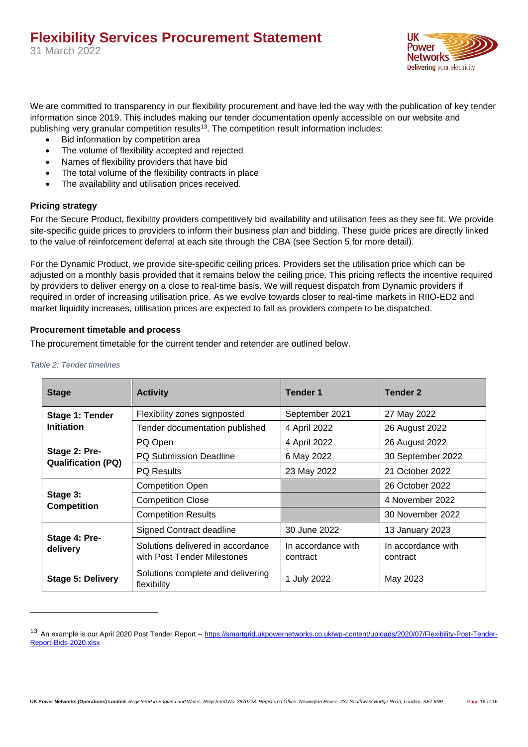We are committed to transparency in our flexibility procurement and have led the way with the publication of key tender information since 2019. This includes making our tender documentation openly accessible on our website and publishing very granular competition results[13]. The competition result information includes:

- Bid information by competition area
- The volume of flexibility accepted and rejected
- Names of flexibility providers that have bid
- The total volume of the flexibility contracts in place
- The availability and utilisation prices received.

**Pricing strategy**

For the Secure Product, flexibility providers competitively bid availability and utilisation fees as they see fit. We provide site-specific guide prices to providers to inform their business plan and bidding. These guide prices are directly linked to the value of reinforcement deferral at each site through the CBA (see Section 5 for more detail).

For the Dynamic Product, we provide site-specific ceiling prices. Providers set the utilisation price which can be adjusted on a monthly basis provided that it remains below the ceiling price. This pricing reflects the incentive required by providers to deliver energy on a close to real-time basis. We will request dispatch from Dynamic providers if required in order of increasing utilisation price. As we evolve towards closer to real-time markets in RIIO-ED2 and market liquidity increases, utilisation prices are expected to fall as providers compete to be dispatched.

**Procurement timetable and process**

The procurement timetable for the current tender and retender are outlined below.

*Table 2: Tender timelines*

| Stage | Activity | Tender 1 | Tender 2 |
|---|---|---|---|
| **Stage 1: Tender Initiation** | Flexibility zones signposted | September 2021 | 27 May 2022 |
| | Tender documentation published | 4 April 2022 | 26 August 2022 |
| **Stage 2: Pre-Qualification (PQ)** | PQ Open | 4 April 2022 | 26 August 2022 |
| | PQ Submission Deadline | 6 May 2022 | 30 September 2022 |
| | PQ Results | 23 May 2022 | 21 October 2022 |
| **Stage 3: Competition** | Competition Open | | 26 October 2022 |
| | Competition Close | | 4 November 2022 |
| | Competition Results | | 30 November 2022 |
| **Stage 4: Pre-delivery** | Signed Contract deadline | 30 June 2022 | 13 January 2023 |
| | Solutions delivered in accordance with Post Tender Milestones | In accordance with contract | In accordance with contract |
| **Stage 5: Delivery** | Solutions complete and delivering flexibility | 1 July 2022 | May 2023 |

[13] An example is our April 2020 Post Tender Report – https://smartgrid.ukpowernetworks.co.uk/wp-content/uploads/2020/07/Flexibility-Post-Tender-Report-Bids-2020.xlsx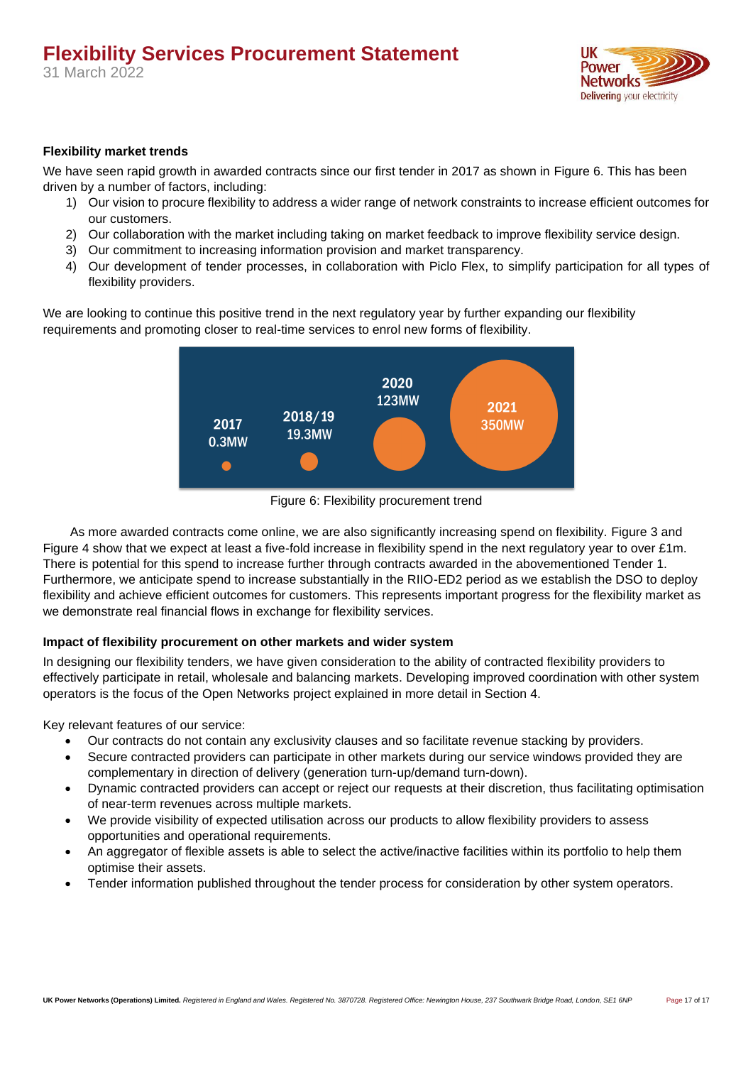#### Flexibility market trends

We have seen rapid growth in awarded contracts since our first tender in 2017 as shown in Figure 6. This has been driven by a number of factors, including:

1) Our vision to procure flexibility to address a wider range of network constraints to increase efficient outcomes for our customers.
2) Our collaboration with the market including taking on market feedback to improve flexibility service design.
3) Our commitment to increasing information provision and market transparency.
4) Our development of tender processes, in collaboration with Piclo Flex, to simplify participation for all types of flexibility providers.

We are looking to continue this positive trend in the next regulatory year by further expanding our flexibility requirements and promoting closer to real-time services to enrol new forms of flexibility.

2017 0.3MW | 2018/19 19.3MW | 2020 123MW | 2021 350MW

Figure 6: Flexibility procurement trend

As more awarded contracts come online, we are also significantly increasing spend on flexibility. Figure 3 and Figure 4 show that we expect at least a five-fold increase in flexibility spend in the next regulatory year to over £1m. There is potential for this spend to increase further through contracts awarded in the abovementioned Tender 1. Furthermore, we anticipate spend to increase substantially in the RIIO-ED2 period as we establish the DSO to deploy flexibility and achieve efficient outcomes for customers. This represents important progress for the flexibility market as we demonstrate real financial flows in exchange for flexibility services.

#### Impact of flexibility procurement on other markets and wider system

In designing our flexibility tenders, we have given consideration to the ability of contracted flexibility providers to effectively participate in retail, wholesale and balancing markets. Developing improved coordination with other system operators is the focus of the Open Networks project explained in more detail in Section 4.

Key relevant features of our service:

- Our contracts do not contain any exclusivity clauses and so facilitate revenue stacking by providers.
- Secure contracted providers can participate in other markets during our service windows provided they are complementary in direction of delivery (generation turn-up/demand turn-down).
- Dynamic contracted providers can accept or reject our requests at their discretion, thus facilitating optimisation of near-term revenues across multiple markets.
- We provide visibility of expected utilisation across our products to allow flexibility providers to assess opportunities and operational requirements.
- An aggregator of flexible assets is able to select the active/inactive facilities within its portfolio to help them optimise their assets.
- Tender information published throughout the tender process for consideration by other system operators.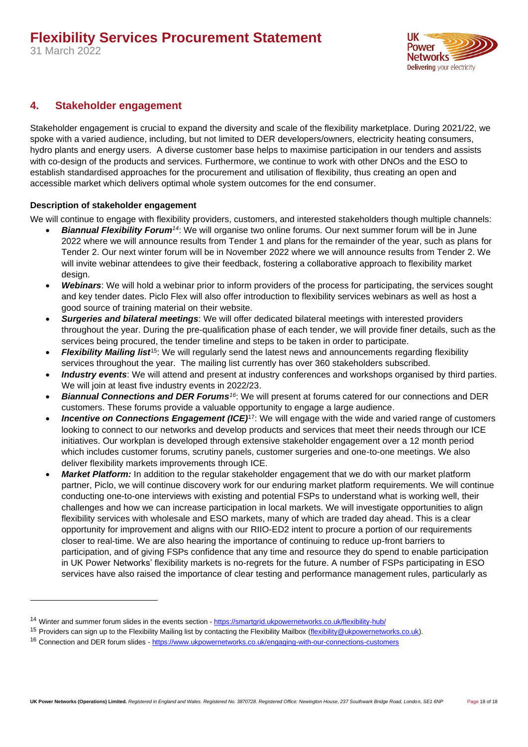## 4. Stakeholder engagement

Stakeholder engagement is crucial to expand the diversity and scale of the flexibility marketplace. During 2021/22, we spoke with a varied audience, including, but not limited to DER developers/owners, electricity heating consumers, hydro plants and energy users. A diverse customer base helps to maximise participation in our tenders and assists with co-design of the products and services. Furthermore, we continue to work with other DNOs and the ESO to establish standardised approaches for the procurement and utilisation of flexibility, thus creating an open and accessible market which delivers optimal whole system outcomes for the end consumer.

**Description of stakeholder engagement**

We will continue to engage with flexibility providers, customers, and interested stakeholders though multiple channels:

- ***Biannual Flexibility Forum*[14]**: We will organise two online forums. Our next summer forum will be in June 2022 where we will announce results from Tender 1 and plans for the remainder of the year, such as plans for Tender 2. Our next winter forum will be in November 2022 where we will announce results from Tender 2. We will invite webinar attendees to give their feedback, fostering a collaborative approach to flexibility market design.
- ***Webinars***: We will hold a webinar prior to inform providers of the process for participating, the services sought and key tender dates. Piclo Flex will also offer introduction to flexibility services webinars as well as host a good source of training material on their website.
- ***Surgeries and bilateral meetings***: We will offer dedicated bilateral meetings with interested providers throughout the year. During the pre-qualification phase of each tender, we will provide finer details, such as the services being procured, the tender timeline and steps to be taken in order to participate.
- ***Flexibility Mailing list*[15]**: We will regularly send the latest news and announcements regarding flexibility services throughout the year. The mailing list currently has over 360 stakeholders subscribed.
- ***Industry events***: We will attend and present at industry conferences and workshops organised by third parties. We will join at least five industry events in 2022/23.
- ***Biannual Connections and DER Forums*[16]**: We will present at forums catered for our connections and DER customers. These forums provide a valuable opportunity to engage a large audience.
- ***Incentive on Connections Engagement (ICE)*[17]**: We will engage with the wide and varied range of customers looking to connect to our networks and develop products and services that meet their needs through our ICE initiatives. Our workplan is developed through extensive stakeholder engagement over a 12 month period which includes customer forums, scrutiny panels, customer surgeries and one-to-one meetings. We also deliver flexibility markets improvements through ICE.
- ***Market Platform:*** In addition to the regular stakeholder engagement that we do with our market platform partner, Piclo, we will continue discovery work for our enduring market platform requirements. We will continue conducting one-to-one interviews with existing and potential FSPs to understand what is working well, their challenges and how we can increase participation in local markets. We will investigate opportunities to align flexibility services with wholesale and ESO markets, many of which are traded day ahead. This is a clear opportunity for improvement and aligns with our RIIO-ED2 intent to procure a portion of our requirements closer to real-time. We are also hearing the importance of continuing to reduce up-front barriers to participation, and of giving FSPs confidence that any time and resource they do spend to enable participation in UK Power Networks' flexibility markets is no-regrets for the future. A number of FSPs participating in ESO services have also raised the importance of clear testing and performance management rules, particularly as

---

[14] Winter and summer forum slides in the events section - https://smartgrid.ukpowernetworks.co.uk/flexibility-hub/

[15] Providers can sign up to the Flexibility Mailing list by contacting the Flexibility Mailbox (flexibility@ukpowernetworks.co.uk).

[16] Connection and DER forum slides - https://www.ukpowernetworks.co.uk/engaging-with-our-connections-customers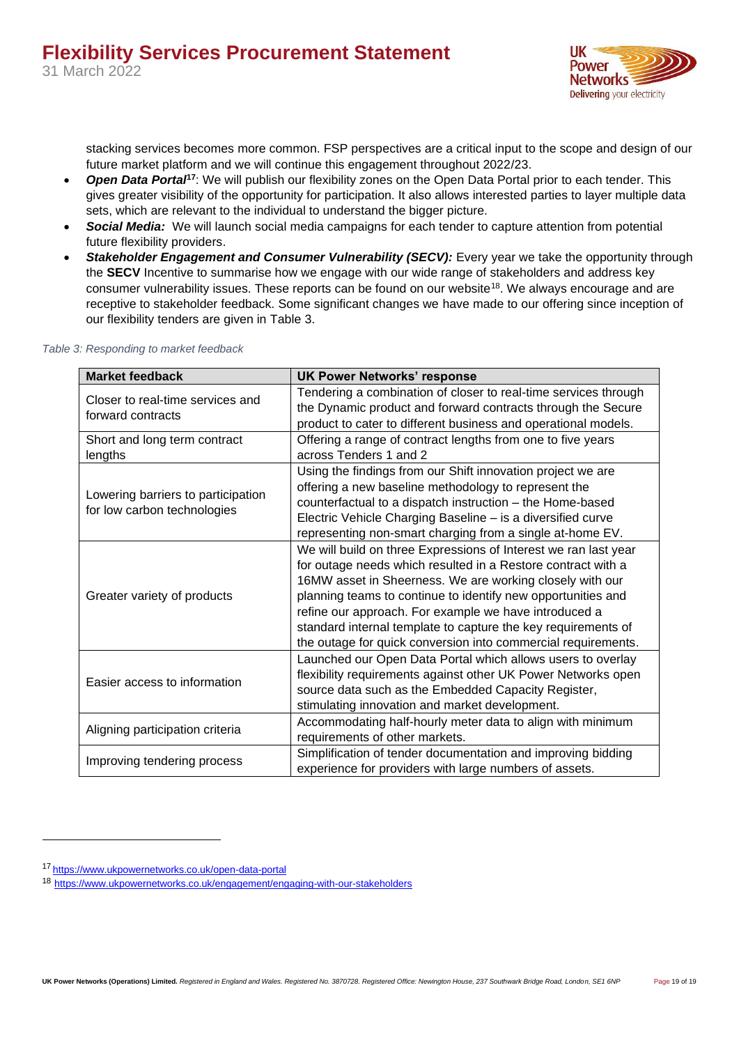stacking services becomes more common. FSP perspectives are a critical input to the scope and design of our future market platform and we will continue this engagement throughout 2022/23.

- ***Open Data Portal***[17]: We will publish our flexibility zones on the Open Data Portal prior to each tender. This gives greater visibility of the opportunity for participation. It also allows interested parties to layer multiple data sets, which are relevant to the individual to understand the bigger picture.
- ***Social Media:*** We will launch social media campaigns for each tender to capture attention from potential future flexibility providers.
- ***Stakeholder Engagement and Consumer Vulnerability (SECV):*** Every year we take the opportunity through the **SECV** Incentive to summarise how we engage with our wide range of stakeholders and address key consumer vulnerability issues. These reports can be found on our website[18]. We always encourage and are receptive to stakeholder feedback. Some significant changes we have made to our offering since inception of our flexibility tenders are given in Table 3.

*Table 3: Responding to market feedback*

| Market feedback | UK Power Networks' response |
| --- | --- |
| Closer to real-time services and forward contracts | Tendering a combination of closer to real-time services through the Dynamic product and forward contracts through the Secure product to cater to different business and operational models. |
| Short and long term contract lengths | Offering a range of contract lengths from one to five years across Tenders 1 and 2 |
| Lowering barriers to participation for low carbon technologies | Using the findings from our Shift innovation project we are offering a new baseline methodology to represent the counterfactual to a dispatch instruction – the Home-based Electric Vehicle Charging Baseline – is a diversified curve representing non-smart charging from a single at-home EV. |
| Greater variety of products | We will build on three Expressions of Interest we ran last year for outage needs which resulted in a Restore contract with a 16MW asset in Sheerness. We are working closely with our planning teams to continue to identify new opportunities and refine our approach. For example we have introduced a standard internal template to capture the key requirements of the outage for quick conversion into commercial requirements. |
| Easier access to information | Launched our Open Data Portal which allows users to overlay flexibility requirements against other UK Power Networks open source data such as the Embedded Capacity Register, stimulating innovation and market development. |
| Aligning participation criteria | Accommodating half-hourly meter data to align with minimum requirements of other markets. |
| Improving tendering process | Simplification of tender documentation and improving bidding experience for providers with large numbers of assets. |

[17] https://www.ukpowernetworks.co.uk/open-data-portal

[18] https://www.ukpowernetworks.co.uk/engagement/engaging-with-our-stakeholders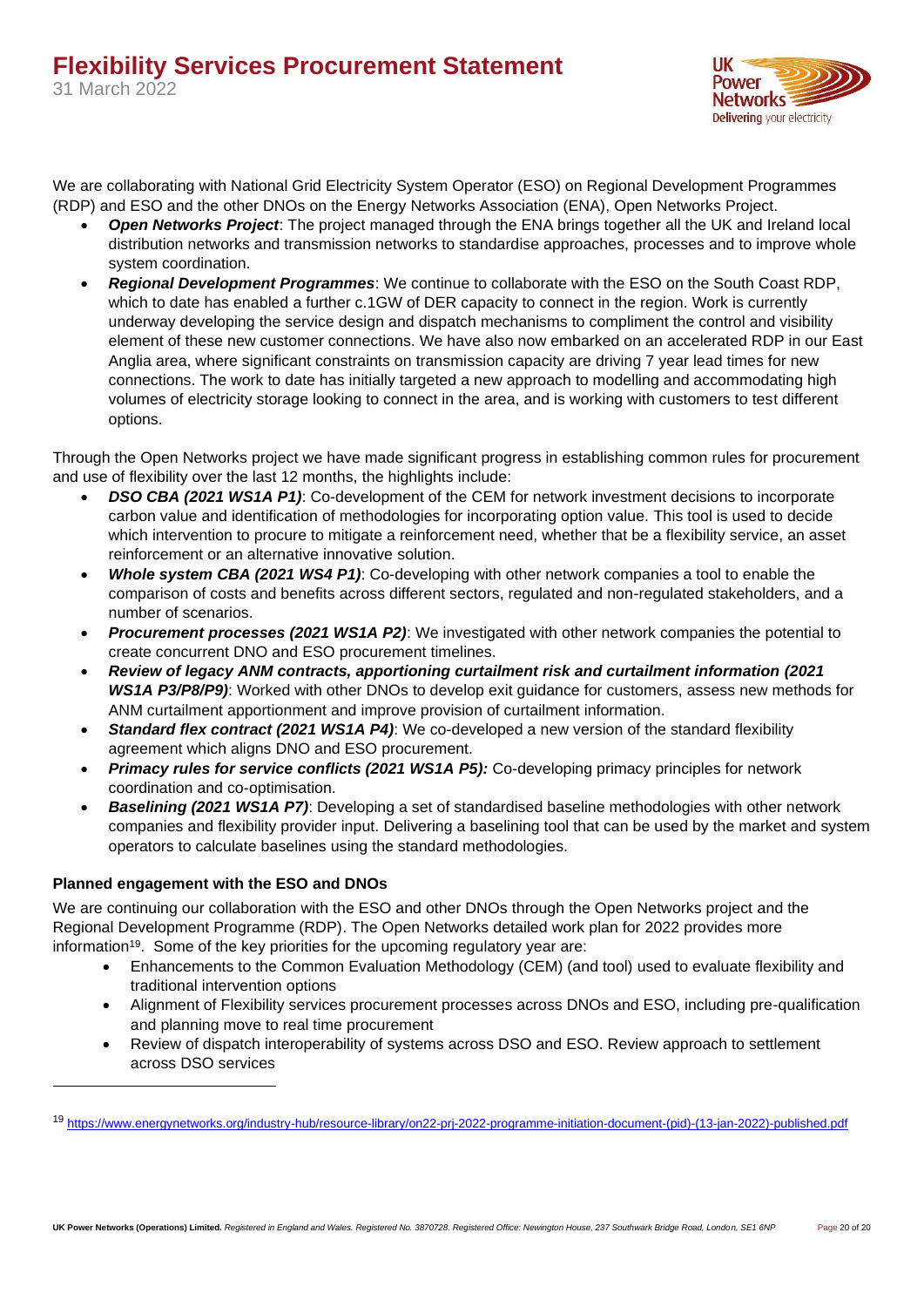We are collaborating with National Grid Electricity System Operator (ESO) on Regional Development Programmes (RDP) and ESO and the other DNOs on the Energy Networks Association (ENA), Open Networks Project.

- ***Open Networks Project***: The project managed through the ENA brings together all the UK and Ireland local distribution networks and transmission networks to standardise approaches, processes and to improve whole system coordination.
- ***Regional Development Programmes***: We continue to collaborate with the ESO on the South Coast RDP, which to date has enabled a further c.1GW of DER capacity to connect in the region. Work is currently underway developing the service design and dispatch mechanisms to compliment the control and visibility element of these new customer connections. We have also now embarked on an accelerated RDP in our East Anglia area, where significant constraints on transmission capacity are driving 7 year lead times for new connections. The work to date has initially targeted a new approach to modelling and accommodating high volumes of electricity storage looking to connect in the area, and is working with customers to test different options.

Through the Open Networks project we have made significant progress in establishing common rules for procurement and use of flexibility over the last 12 months, the highlights include:

- ***DSO CBA (2021 WS1A P1)***: Co-development of the CEM for network investment decisions to incorporate carbon value and identification of methodologies for incorporating option value. This tool is used to decide which intervention to procure to mitigate a reinforcement need, whether that be a flexibility service, an asset reinforcement or an alternative innovative solution.
- ***Whole system CBA (2021 WS4 P1)***: Co-developing with other network companies a tool to enable the comparison of costs and benefits across different sectors, regulated and non-regulated stakeholders, and a number of scenarios.
- ***Procurement processes (2021 WS1A P2)***: We investigated with other network companies the potential to create concurrent DNO and ESO procurement timelines.
- ***Review of legacy ANM contracts, apportioning curtailment risk and curtailment information (2021 WS1A P3/P8/P9)***: Worked with other DNOs to develop exit guidance for customers, assess new methods for ANM curtailment apportionment and improve provision of curtailment information.
- ***Standard flex contract (2021 WS1A P4)***: We co-developed a new version of the standard flexibility agreement which aligns DNO and ESO procurement.
- ***Primacy rules for service conflicts (2021 WS1A P5):*** Co-developing primacy principles for network coordination and co-optimisation.
- ***Baselining (2021 WS1A P7)***: Developing a set of standardised baseline methodologies with other network companies and flexibility provider input. Delivering a baselining tool that can be used by the market and system operators to calculate baselines using the standard methodologies.

**Planned engagement with the ESO and DNOs**

We are continuing our collaboration with the ESO and other DNOs through the Open Networks project and the Regional Development Programme (RDP). The Open Networks detailed work plan for 2022 provides more information[19]. Some of the key priorities for the upcoming regulatory year are:

- Enhancements to the Common Evaluation Methodology (CEM) (and tool) used to evaluate flexibility and traditional intervention options
- Alignment of Flexibility services procurement processes across DNOs and ESO, including pre-qualification and planning move to real time procurement
- Review of dispatch interoperability of systems across DSO and ESO. Review approach to settlement across DSO services

[19] https://www.energynetworks.org/industry-hub/resource-library/on22-prj-2022-programme-initiation-document-(pid)-(13-jan-2022)-published.pdf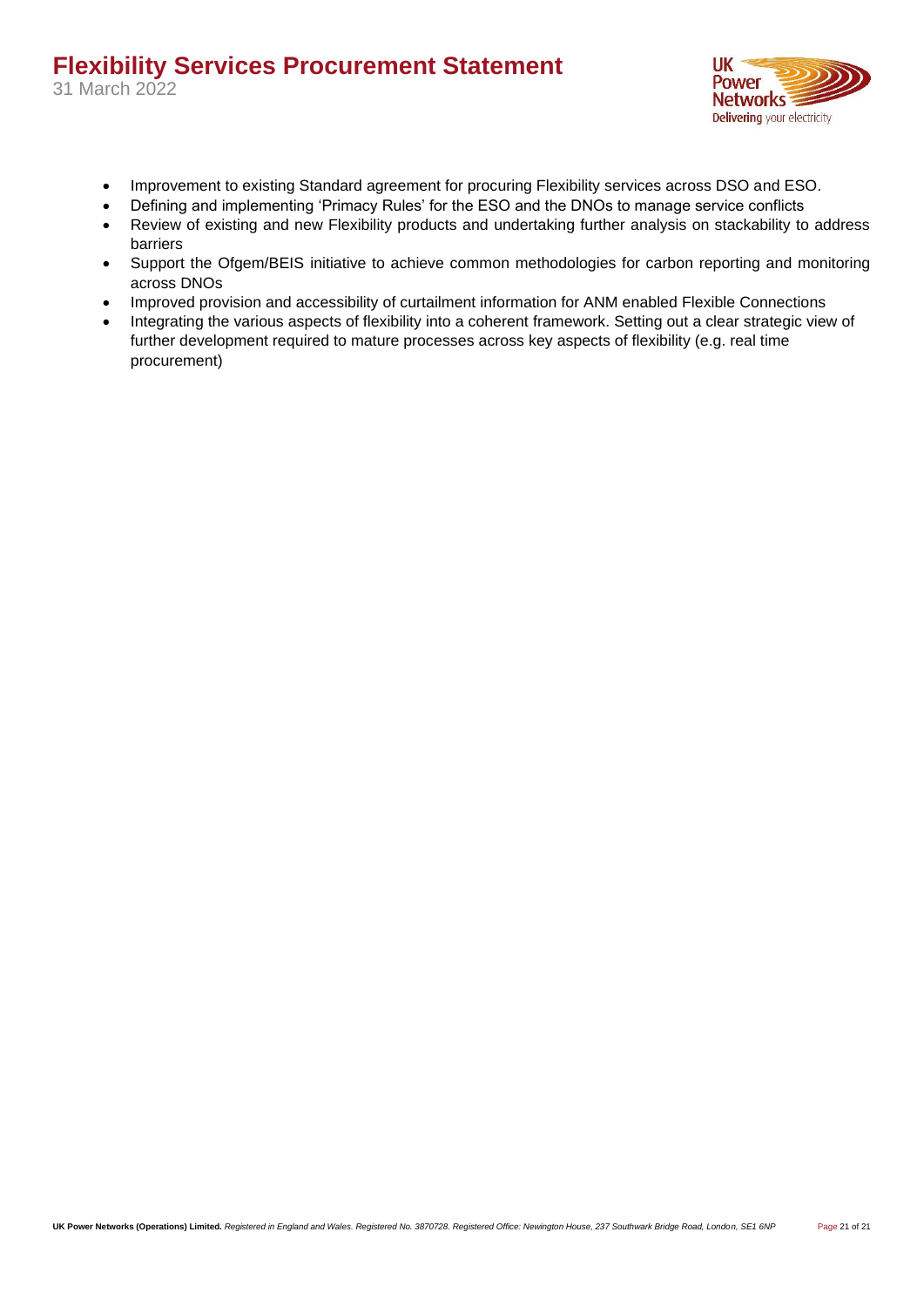- Improvement to existing Standard agreement for procuring Flexibility services across DSO and ESO.
- Defining and implementing 'Primacy Rules' for the ESO and the DNOs to manage service conflicts
- Review of existing and new Flexibility products and undertaking further analysis on stackability to address barriers
- Support the Ofgem/BEIS initiative to achieve common methodologies for carbon reporting and monitoring across DNOs
- Improved provision and accessibility of curtailment information for ANM enabled Flexible Connections
- Integrating the various aspects of flexibility into a coherent framework. Setting out a clear strategic view of further development required to mature processes across key aspects of flexibility (e.g. real time procurement)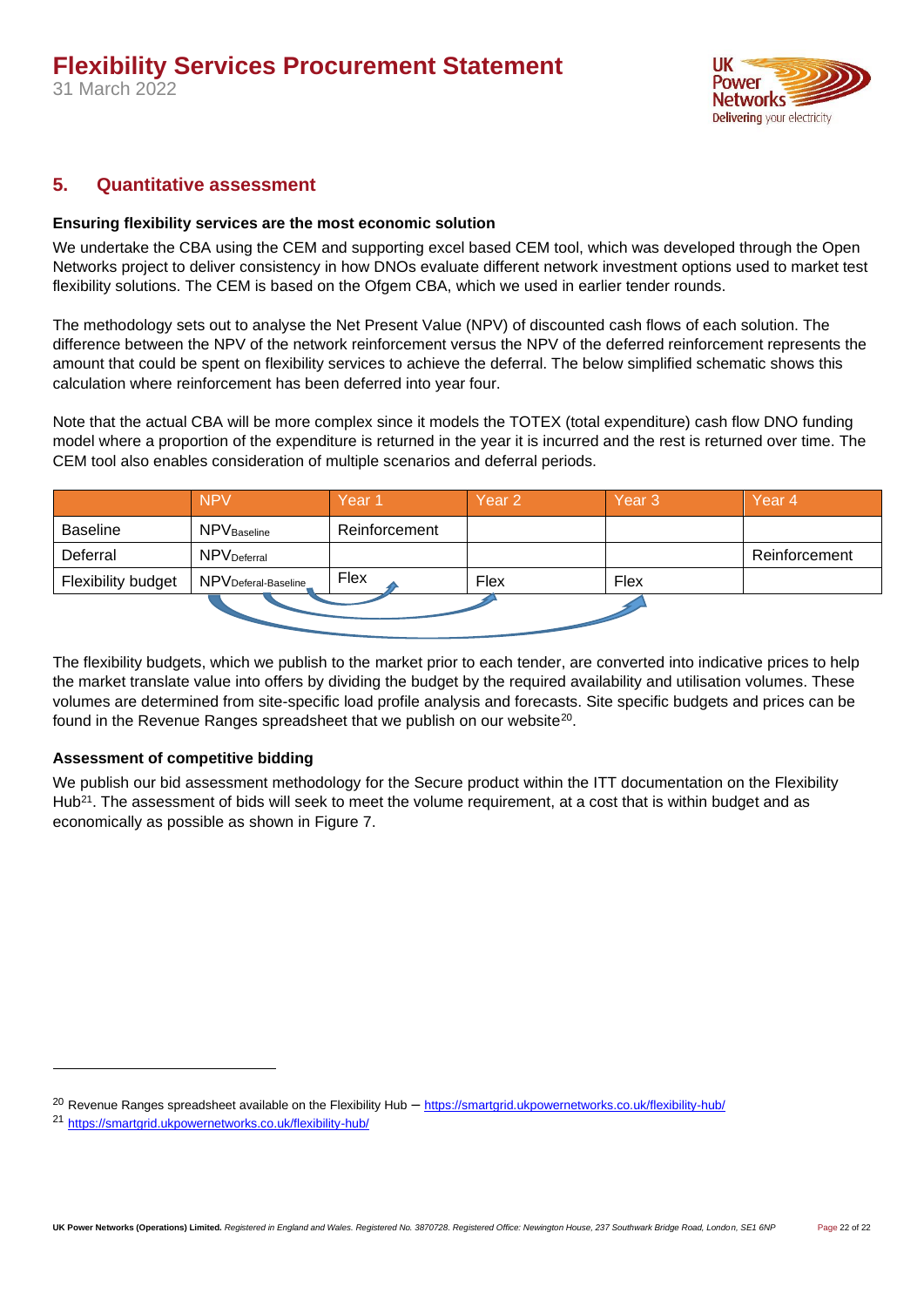## 5. Quantitative assessment

**Ensuring flexibility services are the most economic solution**

We undertake the CBA using the CEM and supporting excel based CEM tool, which was developed through the Open Networks project to deliver consistency in how DNOs evaluate different network investment options used to market test flexibility solutions. The CEM is based on the Ofgem CBA, which we used in earlier tender rounds.

The methodology sets out to analyse the Net Present Value (NPV) of discounted cash flows of each solution. The difference between the NPV of the network reinforcement versus the NPV of the deferred reinforcement represents the amount that could be spent on flexibility services to achieve the deferral. The below simplified schematic shows this calculation where reinforcement has been deferred into year four.

Note that the actual CBA will be more complex since it models the TOTEX (total expenditure) cash flow DNO funding model where a proportion of the expenditure is returned in the year it is incurred and the rest is returned over time. The CEM tool also enables consideration of multiple scenarios and deferral periods.

| | NPV | Year 1 | Year 2 | Year 3 | Year 4 |
|---|---|---|---|---|---|
| Baseline | $NPV_{Baseline}$ | Reinforcement | | | |
| Deferral | $NPV_{Deferral}$ | | | | Reinforcement |
| Flexibility budget | $NPV_{Deferal-Baseline}$ | Flex | Flex | Flex | |

The flexibility budgets, which we publish to the market prior to each tender, are converted into indicative prices to help the market translate value into offers by dividing the budget by the required availability and utilisation volumes. These volumes are determined from site-specific load profile analysis and forecasts. Site specific budgets and prices can be found in the Revenue Ranges spreadsheet that we publish on our website[20].

**Assessment of competitive bidding**

We publish our bid assessment methodology for the Secure product within the ITT documentation on the Flexibility Hub[21]. The assessment of bids will seek to meet the volume requirement, at a cost that is within budget and as economically as possible as shown in Figure 7.

[20] Revenue Ranges spreadsheet available on the Flexibility Hub – https://smartgrid.ukpowernetworks.co.uk/flexibility-hub/

[21] https://smartgrid.ukpowernetworks.co.uk/flexibility-hub/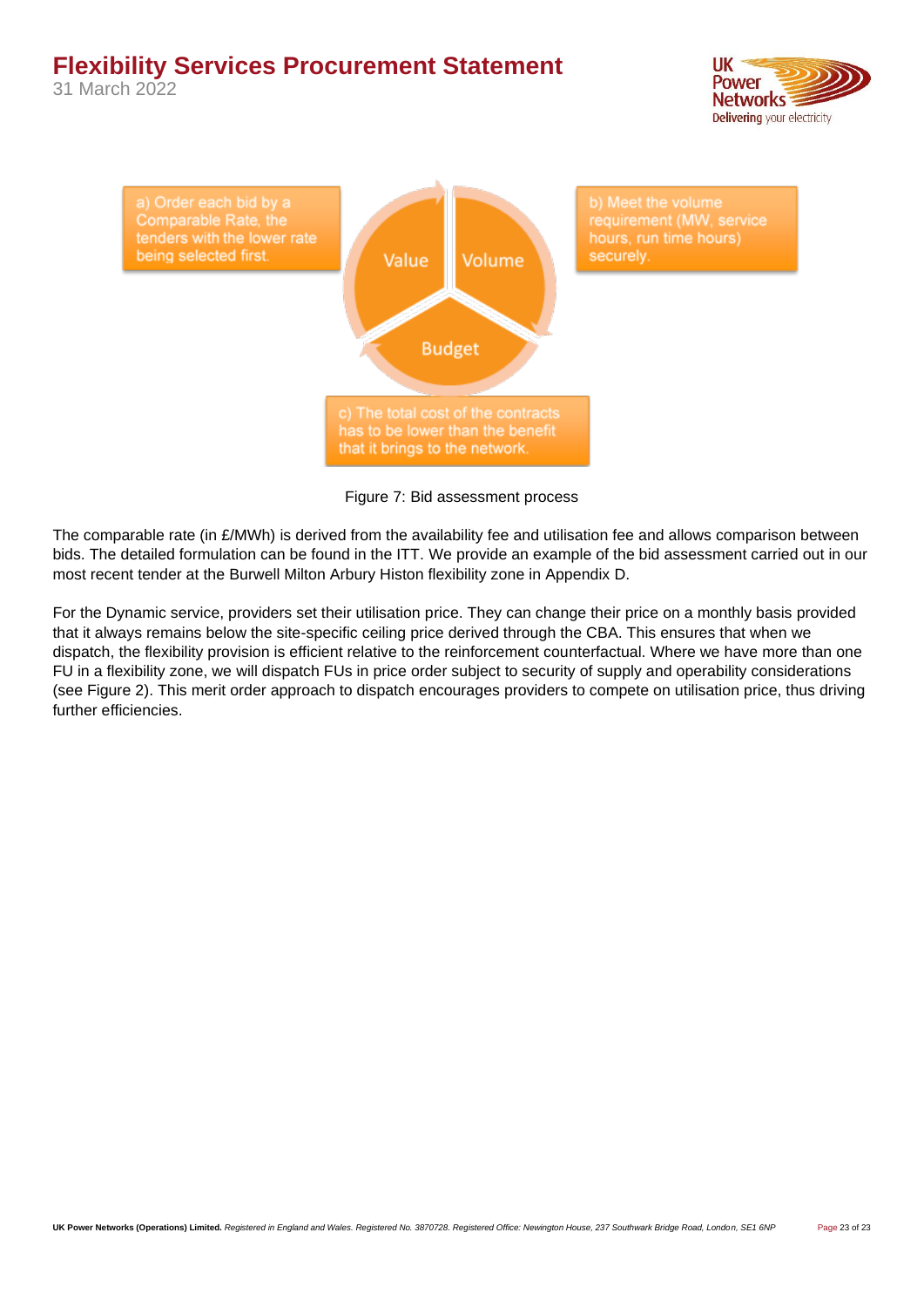a) Order each bid by a Comparable Rate, the tenders with the lower rate being selected first.

Value

Volume

b) Meet the volume requirement (MW, service hours, run time hours) securely.

Budget

c) The total cost of the contracts has to be lower than the benefit that it brings to the network.

Figure 7: Bid assessment process

The comparable rate (in £/MWh) is derived from the availability fee and utilisation fee and allows comparison between bids. The detailed formulation can be found in the ITT. We provide an example of the bid assessment carried out in our most recent tender at the Burwell Milton Arbury Histon flexibility zone in Appendix D.

For the Dynamic service, providers set their utilisation price. They can change their price on a monthly basis provided that it always remains below the site-specific ceiling price derived through the CBA. This ensures that when we dispatch, the flexibility provision is efficient relative to the reinforcement counterfactual. Where we have more than one FU in a flexibility zone, we will dispatch FUs in price order subject to security of supply and operability considerations (see Figure 2). This merit order approach to dispatch encourages providers to compete on utilisation price, thus driving further efficiencies.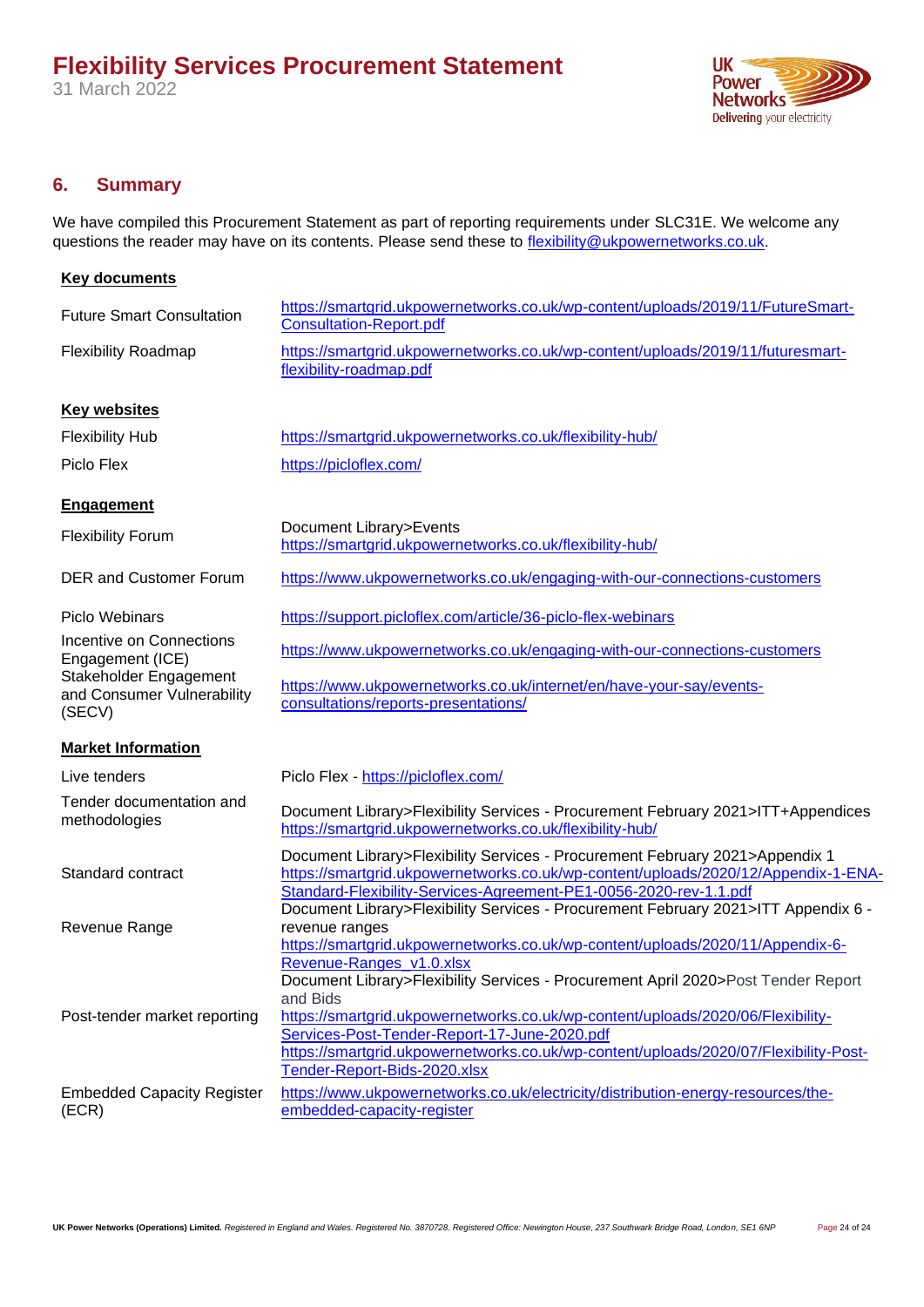## 6. Summary

We have compiled this Procurement Statement as part of reporting requirements under SLC31E. We welcome any questions the reader may have on its contents. Please send these to flexibility@ukpowernetworks.co.uk.

**Key documents**

| | |
|---|---|
| Future Smart Consultation | https://smartgrid.ukpowernetworks.co.uk/wp-content/uploads/2019/11/FutureSmart-Consultation-Report.pdf |
| Flexibility Roadmap | https://smartgrid.ukpowernetworks.co.uk/wp-content/uploads/2019/11/futuresmart-flexibility-roadmap.pdf |

**Key websites**

| | |
|---|---|
| Flexibility Hub | https://smartgrid.ukpowernetworks.co.uk/flexibility-hub/ |
| Piclo Flex | https://picloflex.com/ |

**Engagement**

| | |
|---|---|
| Flexibility Forum | Document Library>Events https://smartgrid.ukpowernetworks.co.uk/flexibility-hub/ |
| DER and Customer Forum | https://www.ukpowernetworks.co.uk/engaging-with-our-connections-customers |
| Piclo Webinars | https://support.picloflex.com/article/36-piclo-flex-webinars |
| Incentive on Connections Engagement (ICE) | https://www.ukpowernetworks.co.uk/engaging-with-our-connections-customers |
| Stakeholder Engagement and Consumer Vulnerability (SECV) | https://www.ukpowernetworks.co.uk/internet/en/have-your-say/events-consultations/reports-presentations/ |

**Market Information**

| | |
|---|---|
| Live tenders | Piclo Flex - https://picloflex.com/ |
| Tender documentation and methodologies | Document Library>Flexibility Services - Procurement February 2021>ITT+Appendices https://smartgrid.ukpowernetworks.co.uk/flexibility-hub/ |
| Standard contract | Document Library>Flexibility Services - Procurement February 2021>Appendix 1 https://smartgrid.ukpowernetworks.co.uk/wp-content/uploads/2020/12/Appendix-1-ENA-Standard-Flexibility-Services-Agreement-PE1-0056-2020-rev-1.1.pdf |
| Revenue Range | Document Library>Flexibility Services - Procurement February 2021>ITT Appendix 6 - revenue ranges https://smartgrid.ukpowernetworks.co.uk/wp-content/uploads/2020/11/Appendix-6-Revenue-Ranges_v1.0.xlsx |
| Post-tender market reporting | Document Library>Flexibility Services - Procurement April 2020>Post Tender Report and Bids https://smartgrid.ukpowernetworks.co.uk/wp-content/uploads/2020/06/Flexibility-Services-Post-Tender-Report-17-June-2020.pdf https://smartgrid.ukpowernetworks.co.uk/wp-content/uploads/2020/07/Flexibility-Post-Tender-Report-Bids-2020.xlsx |
| Embedded Capacity Register (ECR) | https://www.ukpowernetworks.co.uk/electricity/distribution-energy-resources/the-embedded-capacity-register |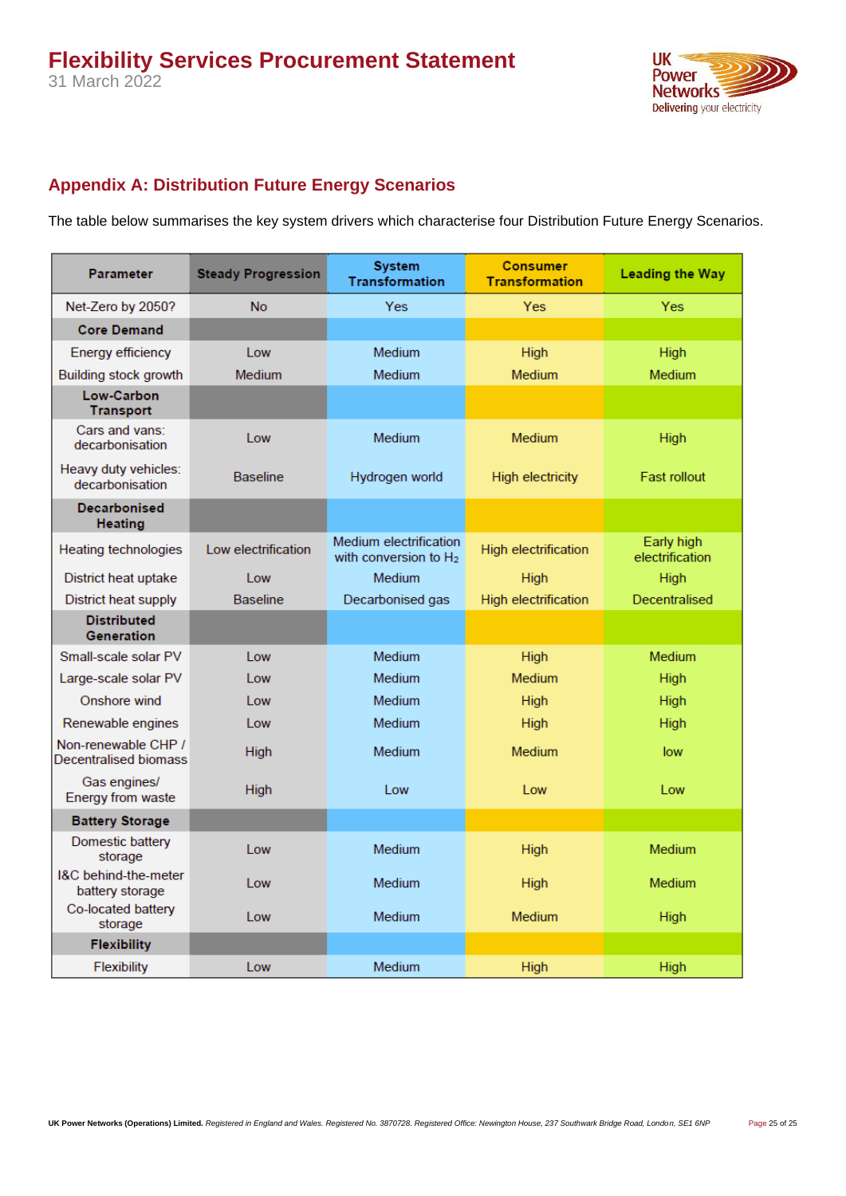## Appendix A: Distribution Future Energy Scenarios

The table below summarises the key system drivers which characterise four Distribution Future Energy Scenarios.

| Parameter | Steady Progression | System Transformation | Consumer Transformation | Leading the Way |
|---|---|---|---|---|
| Net-Zero by 2050? | No | Yes | Yes | Yes |
| **Core Demand** | | | | |
| Energy efficiency | Low | Medium | High | High |
| Building stock growth | Medium | Medium | Medium | Medium |
| **Low-Carbon Transport** | | | | |
| Cars and vans: decarbonisation | Low | Medium | Medium | High |
| Heavy duty vehicles: decarbonisation | Baseline | Hydrogen world | High electricity | Fast rollout |
| **Decarbonised Heating** | | | | |
| Heating technologies | Low electrification | Medium electrification with conversion to $H_2$ | High electrification | Early high electrification |
| District heat uptake | Low | Medium | High | High |
| District heat supply | Baseline | Decarbonised gas | High electrification | Decentralised |
| **Distributed Generation** | | | | |
| Small-scale solar PV | Low | Medium | High | Medium |
| Large-scale solar PV | Low | Medium | Medium | High |
| Onshore wind | Low | Medium | High | High |
| Renewable engines | Low | Medium | High | High |
| Non-renewable CHP / Decentralised biomass | High | Medium | Medium | low |
| Gas engines/ Energy from waste | High | Low | Low | Low |
| **Battery Storage** | | | | |
| Domestic battery storage | Low | Medium | High | Medium |
| I&C behind-the-meter battery storage | Low | Medium | High | Medium |
| Co-located battery storage | Low | Medium | Medium | High |
| **Flexibility** | | | | |
| Flexibility | Low | Medium | High | High |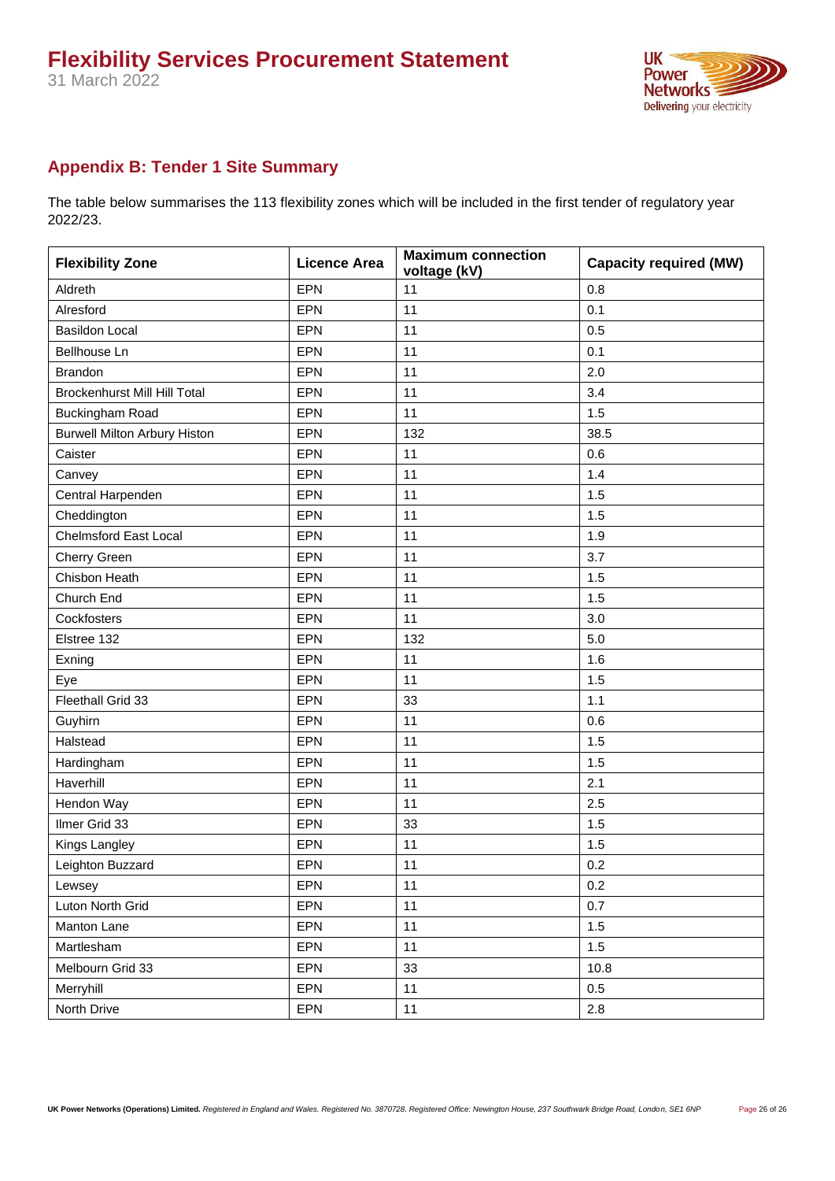## Appendix B: Tender 1 Site Summary

The table below summarises the 113 flexibility zones which will be included in the first tender of regulatory year 2022/23.

| Flexibility Zone | Licence Area | Maximum connection voltage (kV) | Capacity required (MW) |
|---|---|---|---|
| Aldreth | EPN | 11 | 0.8 |
| Alresford | EPN | 11 | 0.1 |
| Basildon Local | EPN | 11 | 0.5 |
| Bellhouse Ln | EPN | 11 | 0.1 |
| Brandon | EPN | 11 | 2.0 |
| Brockenhurst Mill Hill Total | EPN | 11 | 3.4 |
| Buckingham Road | EPN | 11 | 1.5 |
| Burwell Milton Arbury Histon | EPN | 132 | 38.5 |
| Caister | EPN | 11 | 0.6 |
| Canvey | EPN | 11 | 1.4 |
| Central Harpenden | EPN | 11 | 1.5 |
| Cheddington | EPN | 11 | 1.5 |
| Chelmsford East Local | EPN | 11 | 1.9 |
| Cherry Green | EPN | 11 | 3.7 |
| Chisbon Heath | EPN | 11 | 1.5 |
| Church End | EPN | 11 | 1.5 |
| Cockfosters | EPN | 11 | 3.0 |
| Elstree 132 | EPN | 132 | 5.0 |
| Exning | EPN | 11 | 1.6 |
| Eye | EPN | 11 | 1.5 |
| Fleethall Grid 33 | EPN | 33 | 1.1 |
| Guyhirn | EPN | 11 | 0.6 |
| Halstead | EPN | 11 | 1.5 |
| Hardingham | EPN | 11 | 1.5 |
| Haverhill | EPN | 11 | 2.1 |
| Hendon Way | EPN | 11 | 2.5 |
| Ilmer Grid 33 | EPN | 33 | 1.5 |
| Kings Langley | EPN | 11 | 1.5 |
| Leighton Buzzard | EPN | 11 | 0.2 |
| Lewsey | EPN | 11 | 0.2 |
| Luton North Grid | EPN | 11 | 0.7 |
| Manton Lane | EPN | 11 | 1.5 |
| Martlesham | EPN | 11 | 1.5 |
| Melbourn Grid 33 | EPN | 33 | 10.8 |
| Merryhill | EPN | 11 | 0.5 |
| North Drive | EPN | 11 | 2.8 |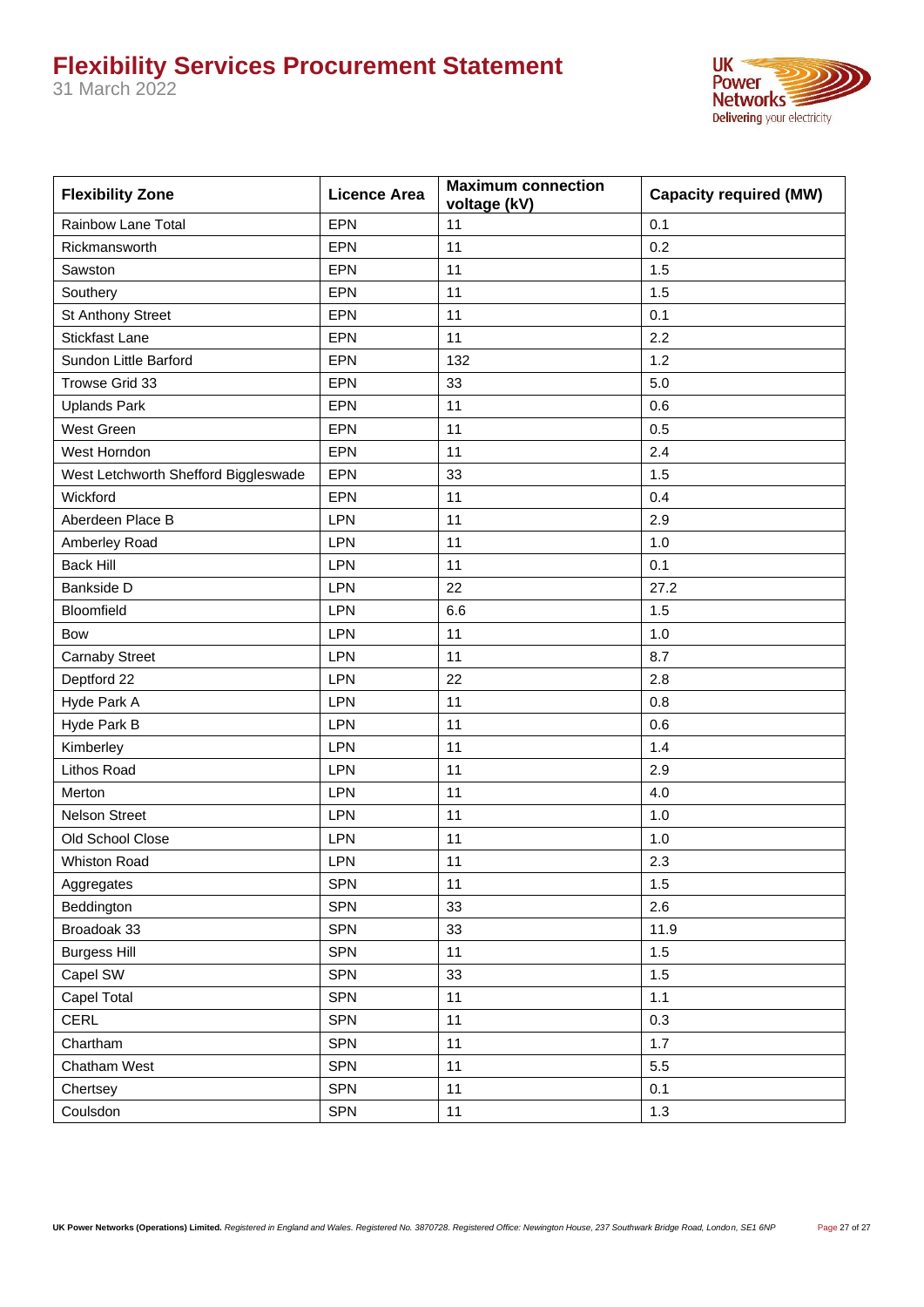| Flexibility Zone | Licence Area | Maximum connection voltage (kV) | Capacity required (MW) |
|---|---|---|---|
| Rainbow Lane Total | EPN | 11 | 0.1 |
| Rickmansworth | EPN | 11 | 0.2 |
| Sawston | EPN | 11 | 1.5 |
| Southery | EPN | 11 | 1.5 |
| St Anthony Street | EPN | 11 | 0.1 |
| Stickfast Lane | EPN | 11 | 2.2 |
| Sundon Little Barford | EPN | 132 | 1.2 |
| Trowse Grid 33 | EPN | 33 | 5.0 |
| Uplands Park | EPN | 11 | 0.6 |
| West Green | EPN | 11 | 0.5 |
| West Horndon | EPN | 11 | 2.4 |
| West Letchworth Shefford Biggleswade | EPN | 33 | 1.5 |
| Wickford | EPN | 11 | 0.4 |
| Aberdeen Place B | LPN | 11 | 2.9 |
| Amberley Road | LPN | 11 | 1.0 |
| Back Hill | LPN | 11 | 0.1 |
| Bankside D | LPN | 22 | 27.2 |
| Bloomfield | LPN | 6.6 | 1.5 |
| Bow | LPN | 11 | 1.0 |
| Carnaby Street | LPN | 11 | 8.7 |
| Deptford 22 | LPN | 22 | 2.8 |
| Hyde Park A | LPN | 11 | 0.8 |
| Hyde Park B | LPN | 11 | 0.6 |
| Kimberley | LPN | 11 | 1.4 |
| Lithos Road | LPN | 11 | 2.9 |
| Merton | LPN | 11 | 4.0 |
| Nelson Street | LPN | 11 | 1.0 |
| Old School Close | LPN | 11 | 1.0 |
| Whiston Road | LPN | 11 | 2.3 |
| Aggregates | SPN | 11 | 1.5 |
| Beddington | SPN | 33 | 2.6 |
| Broadoak 33 | SPN | 33 | 11.9 |
| Burgess Hill | SPN | 11 | 1.5 |
| Capel SW | SPN | 33 | 1.5 |
| Capel Total | SPN | 11 | 1.1 |
| CERL | SPN | 11 | 0.3 |
| Chartham | SPN | 11 | 1.7 |
| Chatham West | SPN | 11 | 5.5 |
| Chertsey | SPN | 11 | 0.1 |
| Coulsdon | SPN | 11 | 1.3 |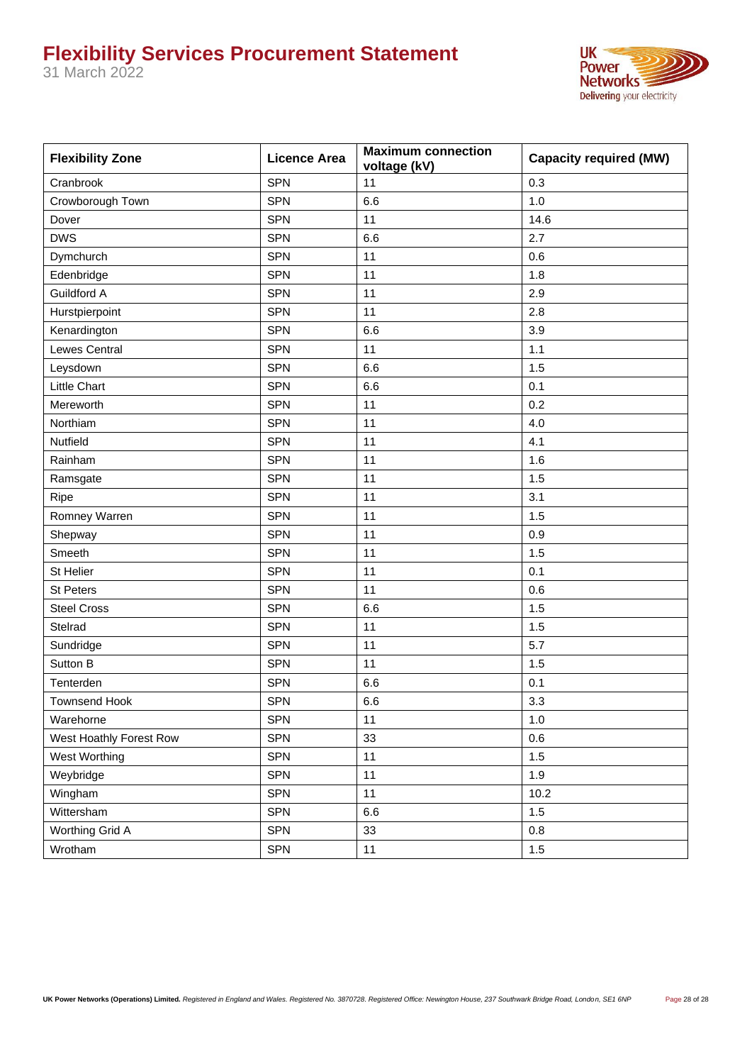| Flexibility Zone | Licence Area | Maximum connection voltage (kV) | Capacity required (MW) |
|---|---|---|---|
| Cranbrook | SPN | 11 | 0.3 |
| Crowborough Town | SPN | 6.6 | 1.0 |
| Dover | SPN | 11 | 14.6 |
| DWS | SPN | 6.6 | 2.7 |
| Dymchurch | SPN | 11 | 0.6 |
| Edenbridge | SPN | 11 | 1.8 |
| Guildford A | SPN | 11 | 2.9 |
| Hurstpierpoint | SPN | 11 | 2.8 |
| Kenardington | SPN | 6.6 | 3.9 |
| Lewes Central | SPN | 11 | 1.1 |
| Leysdown | SPN | 6.6 | 1.5 |
| Little Chart | SPN | 6.6 | 0.1 |
| Mereworth | SPN | 11 | 0.2 |
| Northiam | SPN | 11 | 4.0 |
| Nutfield | SPN | 11 | 4.1 |
| Rainham | SPN | 11 | 1.6 |
| Ramsgate | SPN | 11 | 1.5 |
| Ripe | SPN | 11 | 3.1 |
| Romney Warren | SPN | 11 | 1.5 |
| Shepway | SPN | 11 | 0.9 |
| Smeeth | SPN | 11 | 1.5 |
| St Helier | SPN | 11 | 0.1 |
| St Peters | SPN | 11 | 0.6 |
| Steel Cross | SPN | 6.6 | 1.5 |
| Stelrad | SPN | 11 | 1.5 |
| Sundridge | SPN | 11 | 5.7 |
| Sutton B | SPN | 11 | 1.5 |
| Tenterden | SPN | 6.6 | 0.1 |
| Townsend Hook | SPN | 6.6 | 3.3 |
| Warehorne | SPN | 11 | 1.0 |
| West Hoathly Forest Row | SPN | 33 | 0.6 |
| West Worthing | SPN | 11 | 1.5 |
| Weybridge | SPN | 11 | 1.9 |
| Wingham | SPN | 11 | 10.2 |
| Wittersham | SPN | 6.6 | 1.5 |
| Worthing Grid A | SPN | 33 | 0.8 |
| Wrotham | SPN | 11 | 1.5 |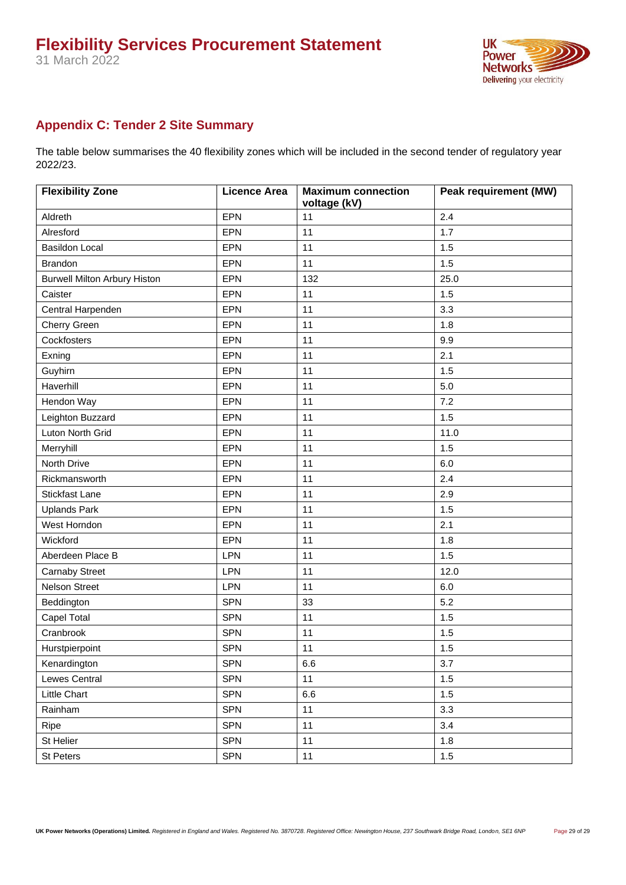## Appendix C: Tender 2 Site Summary

The table below summarises the 40 flexibility zones which will be included in the second tender of regulatory year 2022/23.

| Flexibility Zone | Licence Area | Maximum connection voltage (kV) | Peak requirement (MW) |
| --- | --- | --- | --- |
| Aldreth | EPN | 11 | 2.4 |
| Alresford | EPN | 11 | 1.7 |
| Basildon Local | EPN | 11 | 1.5 |
| Brandon | EPN | 11 | 1.5 |
| Burwell Milton Arbury Histon | EPN | 132 | 25.0 |
| Caister | EPN | 11 | 1.5 |
| Central Harpenden | EPN | 11 | 3.3 |
| Cherry Green | EPN | 11 | 1.8 |
| Cockfosters | EPN | 11 | 9.9 |
| Exning | EPN | 11 | 2.1 |
| Guyhirn | EPN | 11 | 1.5 |
| Haverhill | EPN | 11 | 5.0 |
| Hendon Way | EPN | 11 | 7.2 |
| Leighton Buzzard | EPN | 11 | 1.5 |
| Luton North Grid | EPN | 11 | 11.0 |
| Merryhill | EPN | 11 | 1.5 |
| North Drive | EPN | 11 | 6.0 |
| Rickmansworth | EPN | 11 | 2.4 |
| Stickfast Lane | EPN | 11 | 2.9 |
| Uplands Park | EPN | 11 | 1.5 |
| West Horndon | EPN | 11 | 2.1 |
| Wickford | EPN | 11 | 1.8 |
| Aberdeen Place B | LPN | 11 | 1.5 |
| Carnaby Street | LPN | 11 | 12.0 |
| Nelson Street | LPN | 11 | 6.0 |
| Beddington | SPN | 33 | 5.2 |
| Capel Total | SPN | 11 | 1.5 |
| Cranbrook | SPN | 11 | 1.5 |
| Hurstpierpoint | SPN | 11 | 1.5 |
| Kenardington | SPN | 6.6 | 3.7 |
| Lewes Central | SPN | 11 | 1.5 |
| Little Chart | SPN | 6.6 | 1.5 |
| Rainham | SPN | 11 | 3.3 |
| Ripe | SPN | 11 | 3.4 |
| St Helier | SPN | 11 | 1.8 |
| St Peters | SPN | 11 | 1.5 |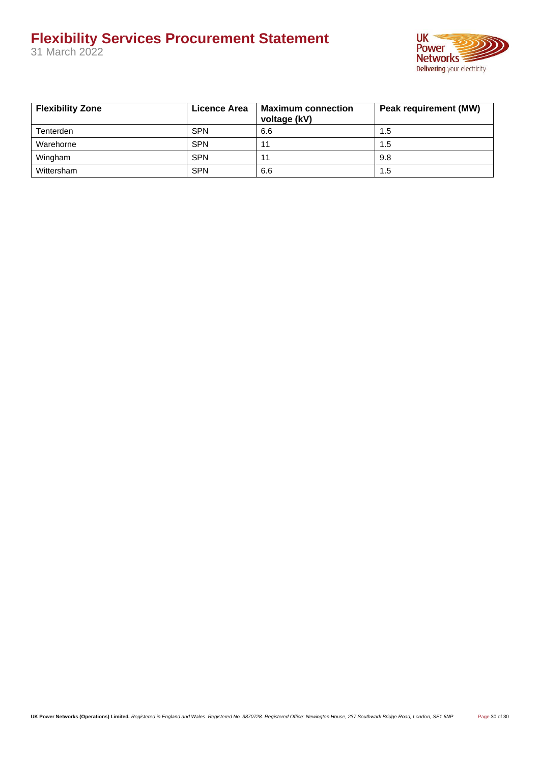| Flexibility Zone | Licence Area | Maximum connection voltage (kV) | Peak requirement (MW) |
| --- | --- | --- | --- |
| Tenterden | SPN | 6.6 | 1.5 |
| Warehorne | SPN | 11 | 1.5 |
| Wingham | SPN | 11 | 9.8 |
| Wittersham | SPN | 6.6 | 1.5 |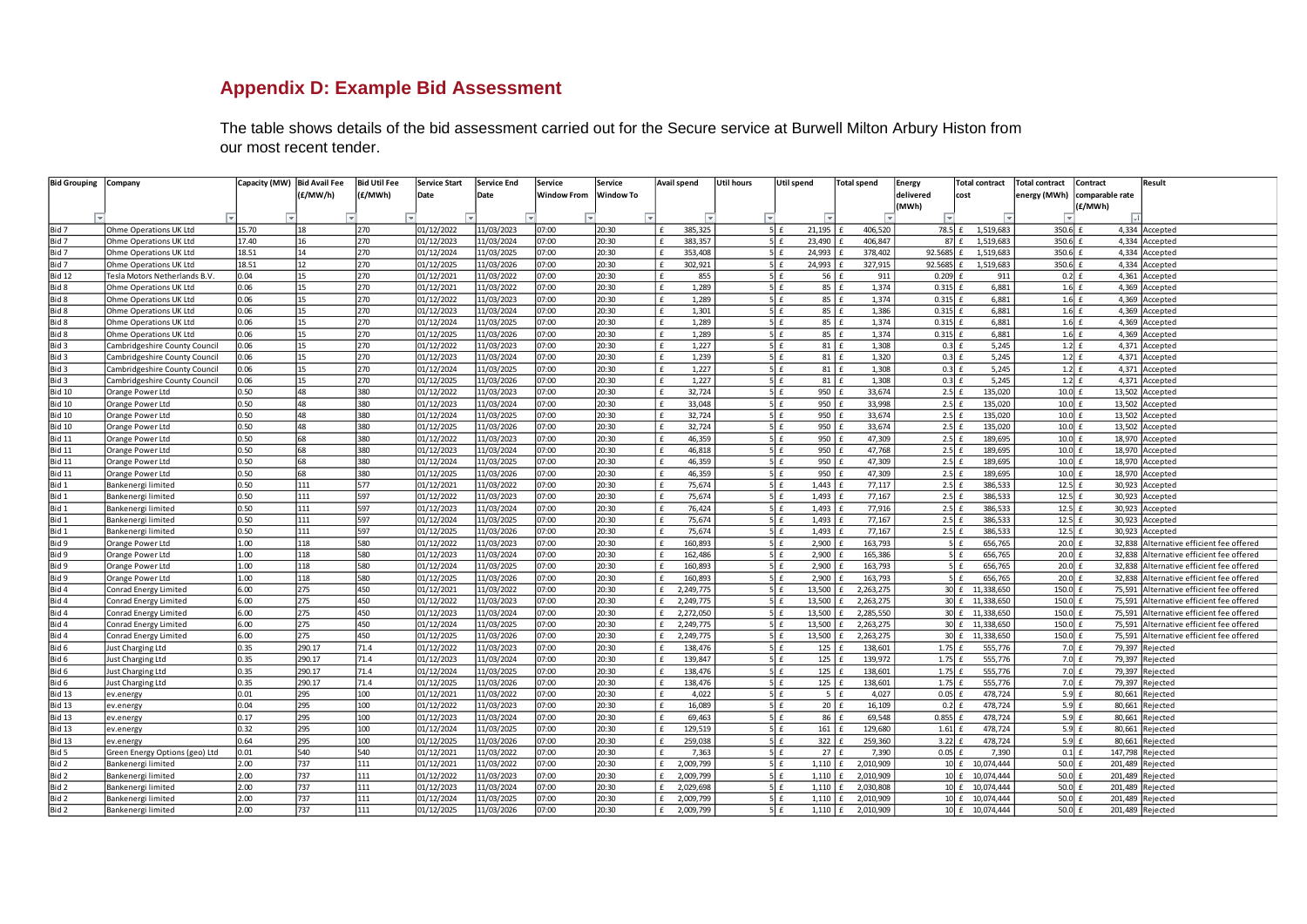## Appendix D: Example Bid Assessment

The table shows details of the bid assessment carried out for the Secure service at Burwell Milton Arbury Histon from our most recent tender.

| Bid Grouping | Company | Capacity (MW) | Bid Avail Fee (£/MW/h) | Bid Util Fee (£/MWh) | Service Start Date | Service End Date | Service Window From | Service Window To | Avail spend | Util hours | Util spend | Total spend | Energy delivered (MWh) | Total contract cost | Total contract energy (MWh) | Contract comparable rate (£/MWh) | Result |
|---|---|---|---|---|---|---|---|---|---|---|---|---|---|---|---|---|---|
| Bid 7 | Ohme Operations UK Ltd | 15.70 | 18 | 270 | 01/12/2022 | 11/03/2023 | 07:00 | 20:30 | £ 385,325 | 5 | £ 21,195 | £ 406,520 | 78.5 | £ 1,519,683 | 350.6 | £ 4,334 | Accepted |
| Bid 7 | Ohme Operations UK Ltd | 17.40 | 16 | 270 | 01/12/2023 | 11/03/2024 | 07:00 | 20:30 | £ 383,357 | 5 | £ 23,490 | £ 406,847 | 87 | £ 1,519,683 | 350.6 | £ 4,334 | Accepted |
| Bid 7 | Ohme Operations UK Ltd | 18.51 | 14 | 270 | 01/12/2024 | 11/03/2025 | 07:00 | 20:30 | £ 353,408 | 5 | £ 24,993 | £ 378,402 | 92.5685 | £ 1,519,683 | 350.6 | £ 4,334 | Accepted |
| Bid 7 | Ohme Operations UK Ltd | 18.51 | 12 | 270 | 01/12/2025 | 11/03/2026 | 07:00 | 20:30 | £ 302,921 | 5 | £ 24,993 | £ 327,915 | 92.5685 | £ 1,519,683 | 350.6 | £ 4,334 | Accepted |
| Bid 12 | Tesla Motors Netherlands B.V. | 0.04 | 15 | 270 | 01/12/2021 | 11/03/2022 | 07:00 | 20:30 | £ 855 | 5 | £ 56 | £ 911 | 0.209 | £ 911 | 0.2 | £ 4,361 | Accepted |
| Bid 8 | Ohme Operations UK Ltd | 0.06 | 15 | 270 | 01/12/2021 | 11/03/2022 | 07:00 | 20:30 | £ 1,289 | 5 | £ 85 | £ 1,374 | 0.315 | £ 6,881 | 1.6 | £ 4,369 | Accepted |
| Bid 8 | Ohme Operations UK Ltd | 0.06 | 15 | 270 | 01/12/2022 | 11/03/2023 | 07:00 | 20:30 | £ 1,289 | 5 | £ 85 | £ 1,374 | 0.315 | £ 6,881 | 1.6 | £ 4,369 | Accepted |
| Bid 8 | Ohme Operations UK Ltd | 0.06 | 15 | 270 | 01/12/2023 | 11/03/2024 | 07:00 | 20:30 | £ 1,301 | 5 | £ 85 | £ 1,386 | 0.315 | £ 6,881 | 1.6 | £ 4,369 | Accepted |
| Bid 8 | Ohme Operations UK Ltd | 0.06 | 15 | 270 | 01/12/2024 | 11/03/2025 | 07:00 | 20:30 | £ 1,289 | 5 | £ 85 | £ 1,374 | 0.315 | £ 6,881 | 1.6 | £ 4,369 | Accepted |
| Bid 8 | Ohme Operations UK Ltd | 0.06 | 15 | 270 | 01/12/2025 | 11/03/2026 | 07:00 | 20:30 | £ 1,289 | 5 | £ 85 | £ 1,374 | 0.315 | £ 6,881 | 1.6 | £ 4,369 | Accepted |
| Bid 3 | Cambridgeshire County Council | 0.06 | 15 | 270 | 01/12/2022 | 11/03/2023 | 07:00 | 20:30 | £ 1,227 | 5 | £ 81 | £ 1,308 | 0.3 | £ 5,245 | 1.2 | £ 4,371 | Accepted |
| Bid 3 | Cambridgeshire County Council | 0.06 | 15 | 270 | 01/12/2023 | 11/03/2024 | 07:00 | 20:30 | £ 1,239 | 5 | £ 81 | £ 1,320 | 0.3 | £ 5,245 | 1.2 | £ 4,371 | Accepted |
| Bid 3 | Cambridgeshire County Council | 0.06 | 15 | 270 | 01/12/2024 | 11/03/2025 | 07:00 | 20:30 | £ 1,227 | 5 | £ 81 | £ 1,308 | 0.3 | £ 5,245 | 1.2 | £ 4,371 | Accepted |
| Bid 3 | Cambridgeshire County Council | 0.06 | 15 | 270 | 01/12/2025 | 11/03/2026 | 07:00 | 20:30 | £ 1,227 | 5 | £ 81 | £ 1,308 | 0.3 | £ 5,245 | 1.2 | £ 4,371 | Accepted |
| Bid 10 | Orange Power Ltd | 0.50 | 48 | 380 | 01/12/2022 | 11/03/2023 | 07:00 | 20:30 | £ 32,724 | 5 | £ 950 | £ 33,674 | 2.5 | £ 135,020 | 10.0 | £ 13,502 | Accepted |
| Bid 10 | Orange Power Ltd | 0.50 | 48 | 380 | 01/12/2023 | 11/03/2024 | 07:00 | 20:30 | £ 33,048 | 5 | £ 950 | £ 33,998 | 2.5 | £ 135,020 | 10.0 | £ 13,502 | Accepted |
| Bid 10 | Orange Power Ltd | 0.50 | 48 | 380 | 01/12/2024 | 11/03/2025 | 07:00 | 20:30 | £ 32,724 | 5 | £ 950 | £ 33,674 | 2.5 | £ 135,020 | 10.0 | £ 13,502 | Accepted |
| Bid 10 | Orange Power Ltd | 0.50 | 48 | 380 | 01/12/2025 | 11/03/2026 | 07:00 | 20:30 | £ 32,724 | 5 | £ 950 | £ 33,674 | 2.5 | £ 135,020 | 10.0 | £ 13,502 | Accepted |
| Bid 11 | Orange Power Ltd | 0.50 | 68 | 380 | 01/12/2022 | 11/03/2023 | 07:00 | 20:30 | £ 46,359 | 5 | £ 950 | £ 47,309 | 2.5 | £ 189,695 | 10.0 | £ 18,970 | Accepted |
| Bid 11 | Orange Power Ltd | 0.50 | 68 | 380 | 01/12/2023 | 11/03/2024 | 07:00 | 20:30 | £ 46,818 | 5 | £ 950 | £ 47,768 | 2.5 | £ 189,695 | 10.0 | £ 18,970 | Accepted |
| Bid 11 | Orange Power Ltd | 0.50 | 68 | 380 | 01/12/2024 | 11/03/2025 | 07:00 | 20:30 | £ 46,359 | 5 | £ 950 | £ 47,309 | 2.5 | £ 189,695 | 10.0 | £ 18,970 | Accepted |
| Bid 11 | Orange Power Ltd | 0.50 | 68 | 380 | 01/12/2025 | 11/03/2026 | 07:00 | 20:30 | £ 46,359 | 5 | £ 950 | £ 47,309 | 2.5 | £ 189,695 | 10.0 | £ 18,970 | Accepted |
| Bid 1 | Bankenergi limited | 0.50 | 111 | 577 | 01/12/2021 | 11/03/2022 | 07:00 | 20:30 | £ 75,674 | 5 | £ 1,443 | £ 77,117 | 2.5 | £ 386,533 | 12.5 | £ 30,923 | Accepted |
| Bid 1 | Bankenergi limited | 0.50 | 111 | 597 | 01/12/2022 | 11/03/2023 | 07:00 | 20:30 | £ 75,674 | 5 | £ 1,493 | £ 77,167 | 2.5 | £ 386,533 | 12.5 | £ 30,923 | Accepted |
| Bid 1 | Bankenergi limited | 0.50 | 111 | 597 | 01/12/2023 | 11/03/2024 | 07:00 | 20:30 | £ 76,424 | 5 | £ 1,493 | £ 77,916 | 2.5 | £ 386,533 | 12.5 | £ 30,923 | Accepted |
| Bid 1 | Bankenergi limited | 0.50 | 111 | 597 | 01/12/2024 | 11/03/2025 | 07:00 | 20:30 | £ 75,674 | 5 | £ 1,493 | £ 77,167 | 2.5 | £ 386,533 | 12.5 | £ 30,923 | Accepted |
| Bid 1 | Bankenergi limited | 0.50 | 111 | 597 | 01/12/2025 | 11/03/2026 | 07:00 | 20:30 | £ 75,674 | 5 | £ 1,493 | £ 77,167 | 2.5 | £ 386,533 | 12.5 | £ 30,923 | Accepted |
| Bid 9 | Orange Power Ltd | 1.00 | 118 | 580 | 01/12/2022 | 11/03/2023 | 07:00 | 20:30 | £ 160,893 | 5 | £ 2,900 | £ 163,793 | 5 | £ 656,765 | 20.0 | £ 32,838 | Alternative efficient fee offered |
| Bid 9 | Orange Power Ltd | 1.00 | 118 | 580 | 01/12/2023 | 11/03/2024 | 07:00 | 20:30 | £ 162,486 | 5 | £ 2,900 | £ 165,386 | 5 | £ 656,765 | 20.0 | £ 32,838 | Alternative efficient fee offered |
| Bid 9 | Orange Power Ltd | 1.00 | 118 | 580 | 01/12/2024 | 11/03/2025 | 07:00 | 20:30 | £ 160,893 | 5 | £ 2,900 | £ 163,793 | 5 | £ 656,765 | 20.0 | £ 32,838 | Alternative efficient fee offered |
| Bid 9 | Orange Power Ltd | 1.00 | 118 | 580 | 01/12/2025 | 11/03/2026 | 07:00 | 20:30 | £ 160,893 | 5 | £ 2,900 | £ 163,793 | 5 | £ 656,765 | 20.0 | £ 32,838 | Alternative efficient fee offered |
| Bid 4 | Conrad Energy Limited | 6.00 | 275 | 450 | 01/12/2021 | 11/03/2022 | 07:00 | 20:30 | £ 2,249,775 | 5 | £ 13,500 | £ 2,263,275 | 30 | £ 11,338,650 | 150.0 | £ 75,591 | Alternative efficient fee offered |
| Bid 4 | Conrad Energy Limited | 6.00 | 275 | 450 | 01/12/2022 | 11/03/2023 | 07:00 | 20:30 | £ 2,249,775 | 5 | £ 13,500 | £ 2,263,275 | 30 | £ 11,338,650 | 150.0 | £ 75,591 | Alternative efficient fee offered |
| Bid 4 | Conrad Energy Limited | 6.00 | 275 | 450 | 01/12/2023 | 11/03/2024 | 07:00 | 20:30 | £ 2,272,050 | 5 | £ 13,500 | £ 2,285,550 | 30 | £ 11,338,650 | 150.0 | £ 75,591 | Alternative efficient fee offered |
| Bid 4 | Conrad Energy Limited | 6.00 | 275 | 450 | 01/12/2024 | 11/03/2025 | 07:00 | 20:30 | £ 2,249,775 | 5 | £ 13,500 | £ 2,263,275 | 30 | £ 11,338,650 | 150.0 | £ 75,591 | Alternative efficient fee offered |
| Bid 4 | Conrad Energy Limited | 6.00 | 275 | 450 | 01/12/2025 | 11/03/2026 | 07:00 | 20:30 | £ 2,249,775 | 5 | £ 13,500 | £ 2,263,275 | 30 | £ 11,338,650 | 150.0 | £ 75,591 | Alternative efficient fee offered |
| Bid 6 | Just Charging Ltd | 0.35 | 290.17 | 71.4 | 01/12/2022 | 11/03/2023 | 07:00 | 20:30 | £ 138,476 | 5 | £ 125 | £ 138,601 | 1.75 | £ 555,776 | 7.0 | £ 79,397 | Rejected |
| Bid 6 | Just Charging Ltd | 0.35 | 290.17 | 71.4 | 01/12/2023 | 11/03/2024 | 07:00 | 20:30 | £ 139,847 | 5 | £ 125 | £ 139,972 | 1.75 | £ 555,776 | 7.0 | £ 79,397 | Rejected |
| Bid 6 | Just Charging Ltd | 0.35 | 290.17 | 71.4 | 01/12/2024 | 11/03/2025 | 07:00 | 20:30 | £ 138,476 | 5 | £ 125 | £ 138,601 | 1.75 | £ 555,776 | 7.0 | £ 79,397 | Rejected |
| Bid 6 | Just Charging Ltd | 0.35 | 290.17 | 71.4 | 01/12/2025 | 11/03/2026 | 07:00 | 20:30 | £ 138,476 | 5 | £ 125 | £ 138,601 | 1.75 | £ 555,776 | 7.0 | £ 79,397 | Rejected |
| Bid 13 | ev.energy | 0.01 | 295 | 100 | 01/12/2021 | 11/03/2022 | 07:00 | 20:30 | £ 4,022 | 5 | £ 5 | £ 4,027 | 0.05 | £ 478,724 | 5.9 | £ 80,661 | Rejected |
| Bid 13 | ev.energy | 0.04 | 295 | 100 | 01/12/2022 | 11/03/2023 | 07:00 | 20:30 | £ 16,089 | 5 | £ 20 | £ 16,109 | 0.2 | £ 478,724 | 5.9 | £ 80,661 | Rejected |
| Bid 13 | ev.energy | 0.17 | 295 | 100 | 01/12/2023 | 11/03/2024 | 07:00 | 20:30 | £ 69,463 | 5 | £ 86 | £ 69,548 | 0.855 | £ 478,724 | 5.9 | £ 80,661 | Rejected |
| Bid 13 | ev.energy | 0.32 | 295 | 100 | 01/12/2024 | 11/03/2025 | 07:00 | 20:30 | £ 129,519 | 5 | £ 161 | £ 129,680 | 1.61 | £ 478,724 | 5.9 | £ 80,661 | Rejected |
| Bid 13 | ev.energy | 0.64 | 295 | 100 | 01/12/2025 | 11/03/2026 | 07:00 | 20:30 | £ 259,038 | 5 | £ 322 | £ 259,360 | 3.22 | £ 478,724 | 5.9 | £ 80,661 | Rejected |
| Bid 5 | Green Energy Options (geo) Ltd | 0.01 | 540 | 540 | 01/12/2021 | 11/03/2022 | 07:00 | 20:30 | £ 7,363 | 5 | £ 27 | £ 7,390 | 0.05 | £ 7,390 | 0.1 | £ 147,798 | Rejected |
| Bid 2 | Bankenergi limited | 2.00 | 737 | 111 | 01/12/2021 | 11/03/2022 | 07:00 | 20:30 | £ 2,009,799 | 5 | £ 1,110 | £ 2,010,909 | 10 | £ 10,074,444 | 50.0 | £ 201,489 | Rejected |
| Bid 2 | Bankenergi limited | 2.00 | 737 | 111 | 01/12/2022 | 11/03/2023 | 07:00 | 20:30 | £ 2,009,799 | 5 | £ 1,110 | £ 2,010,909 | 10 | £ 10,074,444 | 50.0 | £ 201,489 | Rejected |
| Bid 2 | Bankenergi limited | 2.00 | 737 | 111 | 01/12/2023 | 11/03/2024 | 07:00 | 20:30 | £ 2,029,698 | 5 | £ 1,110 | £ 2,030,808 | 10 | £ 10,074,444 | 50.0 | £ 201,489 | Rejected |
| Bid 2 | Bankenergi limited | 2.00 | 737 | 111 | 01/12/2024 | 11/03/2025 | 07:00 | 20:30 | £ 2,009,799 | 5 | £ 1,110 | £ 2,010,909 | 10 | £ 10,074,444 | 50.0 | £ 201,489 | Rejected |
| Bid 2 | Bankenergi limited | 2.00 | 737 | 111 | 01/12/2025 | 11/03/2026 | 07:00 | 20:30 | £ 2,009,799 | 5 | £ 1,110 | £ 2,010,909 | 10 | £ 10,074,444 | 50.0 | £ 201,489 | Rejected |